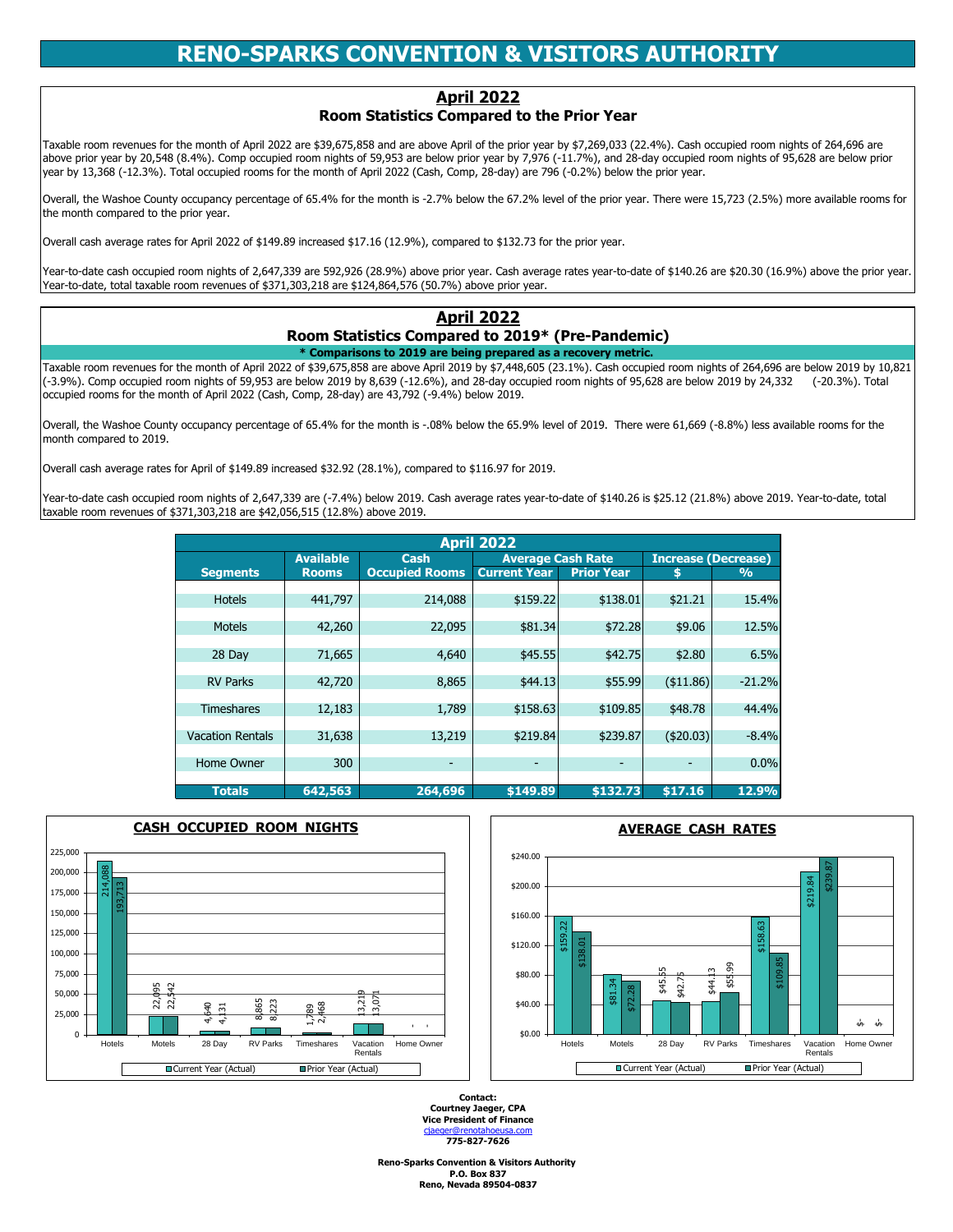# RENO-SPARKS CONVENTION & VISITORS AUTHORITY

## April 2022

### Room Statistics Compared to the Prior Year

Taxable room revenues for the month of April 2022 are $39,675,858 and are above April of the prior year by $7,269,033 (22.4%). Cash occupied room nights of 264,696 are above prior year by 20,548 (8.4%). Comp occupied room nights of 59,953 are below prior year by 7,976 (-11.7%), and 28-day occupied room nights of 95,628 are below prior year by 13,368 (-12.3%). Total occupied rooms for the month of April 2022 (Cash, Comp, 28-day) are 796 (-0.2%) below the prior year.

Overall, the Washoe County occupancy percentage of 65.4% for the month is -2.7% below the 67.2% level of the prior year. There were 15,723 (2.5%) more available rooms for the month compared to the prior year.

Overall cash average rates for April 2022 of $149.89 increased $17.16 (12.9%), compared to $132.73 for the prior year.

Year-to-date cash occupied room nights of 2,647,339 are 592,926 (28.9%) above prior year. Cash average rates year-to-date of $140.26 are $20.30 (16.9%) above the prior year. Year-to-date, total taxable room revenues of $371,303,218 are $124,864,576 (50.7%) above prior year.

## April 2022

### Room Statistics Compared to 2019* (Pre-Pandemic)

**\* Comparisons to 2019 are being prepared as a recovery metric.**

Taxable room revenues for the month of April 2022 of $39,675,858 are above April 2019 by $7,448,605 (23.1%). Cash occupied room nights of 264,696 are below 2019 by 10,821 (-3.9%). Comp occupied room nights of 59,953 are below 2019 by 8,639 (-12.6%), and 28-day occupied room nights of 95,628 are below 2019 by 24,332 (-20.3%). Total occupied rooms for the month of April 2022 (Cash, Comp, 28-day) are 43,792 (-9.4%) below 2019.

Overall, the Washoe County occupancy percentage of 65.4% for the month is -.08% below the 65.9% level of 2019. There were 61,669 (-8.8%) less available rooms for the month compared to 2019.

Overall cash average rates for April of $149.89 increased $32.92 (28.1%), compared to $116.97 for 2019.

Year-to-date cash occupied room nights of 2,647,339 are (-7.4%) below 2019. Cash average rates year-to-date of $140.26 is $25.12 (21.8%) above 2019. Year-to-date, total taxable room revenues of $371,303,218 are $42,056,515 (12.8%) above 2019.

| April 2022 | | | | | | |
|---|---|---|---|---|---|---|
| | Available | Cash | Average Cash Rate | | Increase (Decrease) | |
| Segments | Rooms | Occupied Rooms | Current Year | Prior Year | $ | % |
| Hotels | 441,797 | 214,088 | $159.22 | $138.01 | $21.21 | 15.4% |
| Motels | 42,260 | 22,095 | $81.34 | $72.28 | $9.06 | 12.5% |
| 28 Day | 71,665 | 4,640 | $45.55 | $42.75 | $2.80 | 6.5% |
| RV Parks | 42,720 | 8,865 | $44.13 | $55.99 | ($11.86) | -21.2% |
| Timeshares | 12,183 | 1,789 | $158.63 | $109.85 | $48.78 | 44.4% |
| Vacation Rentals | 31,638 | 13,219 | $219.84 | $239.87 | ($20.03) | -8.4% |
| Home Owner | 300 | - | - | - | - | 0.0% |
| **Totals** | **642,563** | **264,696** | **$149.89** | **$132.73** | **$17.16** | **12.9%** |

**CASH OCCUPIED ROOM NIGHTS**

| Segment | Current Year (Actual) | Prior Year (Actual) |
|---|---|---|
| Hotels | 214,088 | 193,713 |
| Motels | 22,095 | 22,542 |
| 28 Day | 4,640 | 4,131 |
| RV Parks | 8,865 | 8,223 |
| Timeshares | 1,789 | 2,468 |
| Vacation Rentals | 13,219 | 13,071 |
| Home Owner | - | - |

**AVERAGE CASH RATES**

| Segment | Current Year (Actual) | Prior Year (Actual) |
|---|---|---|
| Hotels | $159.22 | $138.01 |
| Motels | $81.34 | $72.28 |
| 28 Day | $45.55 | $42.75 |
| RV Parks | $44.13 | $55.99 |
| Timeshares | $158.63 | $109.85 |
| Vacation Rentals | $219.84 | $239.87 |
| Home Owner | $- | $- |

**Contact:**
**Courtney Jaeger, CPA**
**Vice President of Finance**
cjaeger@renotahoeusa.com
**775-827-7626**

**Reno-Sparks Convention & Visitors Authority**
**P.O. Box 837**
**Reno, Nevada 89504-0837**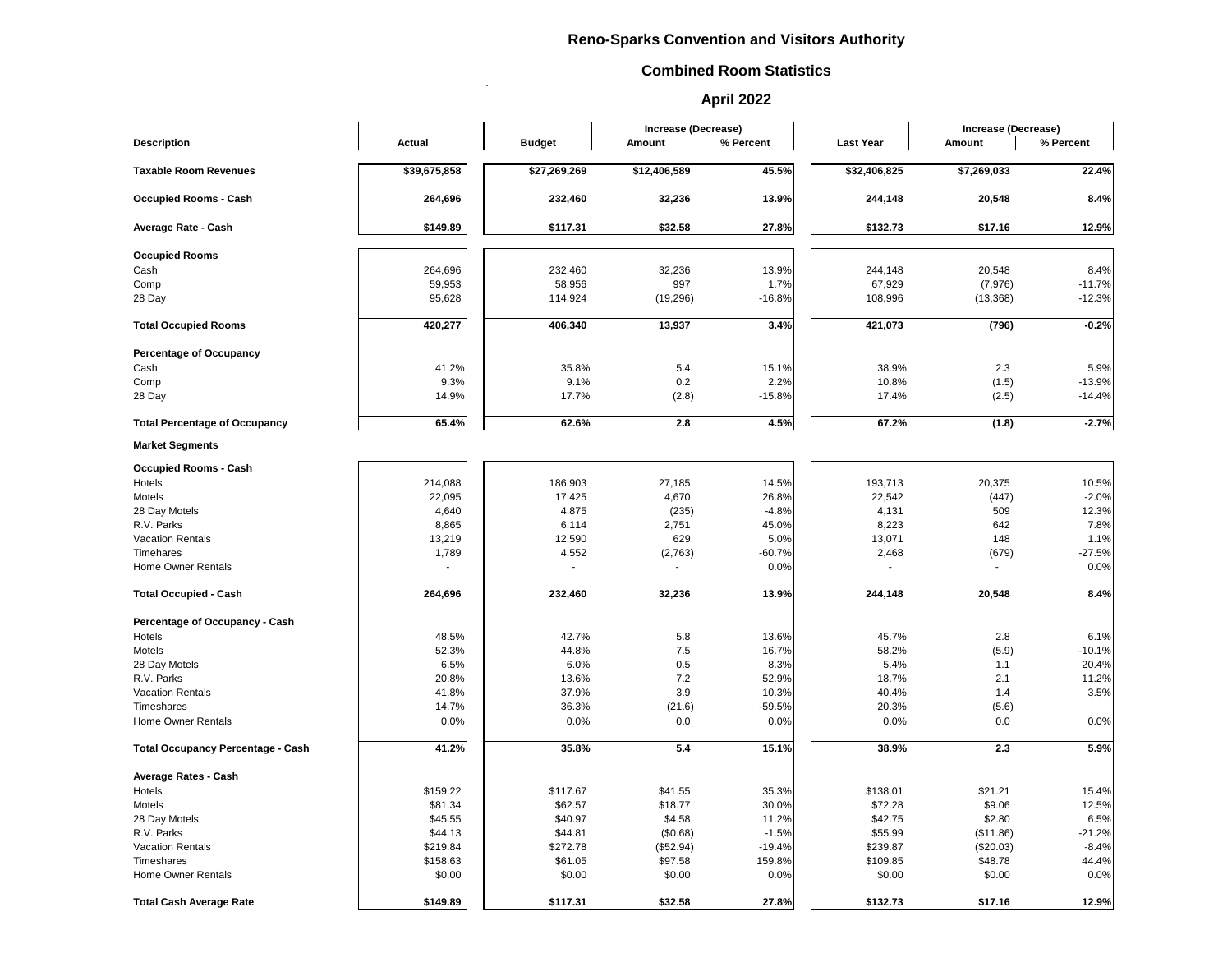# Reno-Sparks Convention and Visitors Authority

## Combined Room Statistics

## April 2022

| Description | Actual | Budget | Increase (Decrease) Amount | Increase (Decrease) % Percent | Last Year | Increase (Decrease) Amount | Increase (Decrease) % Percent |
|---|---|---|---|---|---|---|---|
| **Taxable Room Revenues** | **$39,675,858** | **$27,269,269** | **$12,406,589** | **45.5%** | **$32,406,825** | **$7,269,033** | **22.4%** |
| **Occupied Rooms - Cash** | **264,696** | **232,460** | **32,236** | **13.9%** | **244,148** | **20,548** | **8.4%** |
| **Average Rate - Cash** | **$149.89** | **$117.31** | **$32.58** | **27.8%** | **$132.73** | **$17.16** | **12.9%** |
| **Occupied Rooms** | | | | | | | |
| Cash | 264,696 | 232,460 | 32,236 | 13.9% | 244,148 | 20,548 | 8.4% |
| Comp | 59,953 | 58,956 | 997 | 1.7% | 67,929 | (7,976) | -11.7% |
| 28 Day | 95,628 | 114,924 | (19,296) | -16.8% | 108,996 | (13,368) | -12.3% |
| **Total Occupied Rooms** | **420,277** | **406,340** | **13,937** | **3.4%** | **421,073** | **(796)** | **-0.2%** |
| **Percentage of Occupancy** | | | | | | | |
| Cash | 41.2% | 35.8% | 5.4 | 15.1% | 38.9% | 2.3 | 5.9% |
| Comp | 9.3% | 9.1% | 0.2 | 2.2% | 10.8% | (1.5) | -13.9% |
| 28 Day | 14.9% | 17.7% | (2.8) | -15.8% | 17.4% | (2.5) | -14.4% |
| **Total Percentage of Occupancy** | **65.4%** | **62.6%** | **2.8** | **4.5%** | **67.2%** | **(1.8)** | **-2.7%** |
| **Market Segments** | | | | | | | |
| **Occupied Rooms - Cash** | | | | | | | |
| Hotels | 214,088 | 186,903 | 27,185 | 14.5% | 193,713 | 20,375 | 10.5% |
| Motels | 22,095 | 17,425 | 4,670 | 26.8% | 22,542 | (447) | -2.0% |
| 28 Day Motels | 4,640 | 4,875 | (235) | -4.8% | 4,131 | 509 | 12.3% |
| R.V. Parks | 8,865 | 6,114 | 2,751 | 45.0% | 8,223 | 642 | 7.8% |
| Vacation Rentals | 13,219 | 12,590 | 629 | 5.0% | 13,071 | 148 | 1.1% |
| Timehares | 1,789 | 4,552 | (2,763) | -60.7% | 2,468 | (679) | -27.5% |
| Home Owner Rentals | - | - | - | 0.0% | - | - | 0.0% |
| **Total Occupied - Cash** | **264,696** | **232,460** | **32,236** | **13.9%** | **244,148** | **20,548** | **8.4%** |
| **Percentage of Occupancy - Cash** | | | | | | | |
| Hotels | 48.5% | 42.7% | 5.8 | 13.6% | 45.7% | 2.8 | 6.1% |
| Motels | 52.3% | 44.8% | 7.5 | 16.7% | 58.2% | (5.9) | -10.1% |
| 28 Day Motels | 6.5% | 6.0% | 0.5 | 8.3% | 5.4% | 1.1 | 20.4% |
| R.V. Parks | 20.8% | 13.6% | 7.2 | 52.9% | 18.7% | 2.1 | 11.2% |
| Vacation Rentals | 41.8% | 37.9% | 3.9 | 10.3% | 40.4% | 1.4 | 3.5% |
| Timeshares | 14.7% | 36.3% | (21.6) | -59.5% | 20.3% | (5.6) | |
| Home Owner Rentals | 0.0% | 0.0% | 0.0 | 0.0% | 0.0% | 0.0 | 0.0% |
| **Total Occupancy Percentage - Cash** | **41.2%** | **35.8%** | **5.4** | **15.1%** | **38.9%** | **2.3** | **5.9%** |
| **Average Rates - Cash** | | | | | | | |
| Hotels | $159.22 | $117.67 | $41.55 | 35.3% | $138.01 | $21.21 | 15.4% |
| Motels | $81.34 | $62.57 | $18.77 | 30.0% | $72.28 | $9.06 | 12.5% |
| 28 Day Motels | $45.55 | $40.97 | $4.58 | 11.2% | $42.75 | $2.80 | 6.5% |
| R.V. Parks | $44.13 | $44.81 | ($0.68) | -1.5% | $55.99 | ($11.86) | -21.2% |
| Vacation Rentals | $219.84 | $272.78 | ($52.94) | -19.4% | $239.87 | ($20.03) | -8.4% |
| Timeshares | $158.63 | $61.05 | $97.58 | 159.8% | $109.85 | $48.78 | 44.4% |
| Home Owner Rentals | $0.00 | $0.00 | $0.00 | 0.0% | $0.00 | $0.00 | 0.0% |
| **Total Cash Average Rate** | **$149.89** | **$117.31** | **$32.58** | **27.8%** | **$132.73** | **$17.16** | **12.9%** |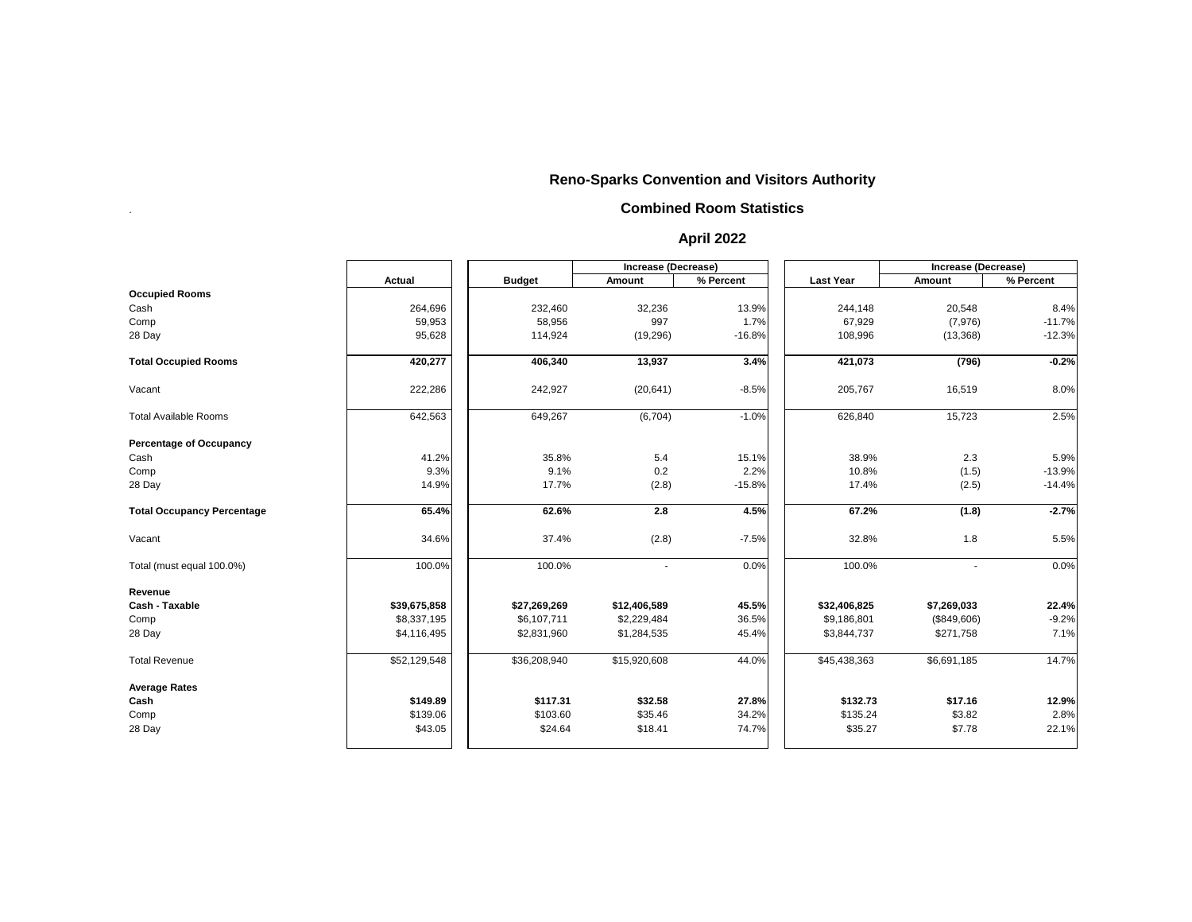# Reno-Sparks Convention and Visitors Authority

## Combined Room Statistics

## April 2022

| | Actual | Budget | Increase (Decrease) | | Last Year | Increase (Decrease) | |
|---|---|---|---|---|---|---|---|
| | | | Amount | % Percent | | Amount | % Percent |
| **Occupied Rooms** | | | | | | | |
| Cash | 264,696 | 232,460 | 32,236 | 13.9% | 244,148 | 20,548 | 8.4% |
| Comp | 59,953 | 58,956 | 997 | 1.7% | 67,929 | (7,976) | -11.7% |
| 28 Day | 95,628 | 114,924 | (19,296) | -16.8% | 108,996 | (13,368) | -12.3% |
| **Total Occupied Rooms** | **420,277** | **406,340** | **13,937** | **3.4%** | **421,073** | **(796)** | **-0.2%** |
| Vacant | 222,286 | 242,927 | (20,641) | -8.5% | 205,767 | 16,519 | 8.0% |
| Total Available Rooms | 642,563 | 649,267 | (6,704) | -1.0% | 626,840 | 15,723 | 2.5% |
| **Percentage of Occupancy** | | | | | | | |
| Cash | 41.2% | 35.8% | 5.4 | 15.1% | 38.9% | 2.3 | 5.9% |
| Comp | 9.3% | 9.1% | 0.2 | 2.2% | 10.8% | (1.5) | -13.9% |
| 28 Day | 14.9% | 17.7% | (2.8) | -15.8% | 17.4% | (2.5) | -14.4% |
| **Total Occupancy Percentage** | **65.4%** | **62.6%** | **2.8** | **4.5%** | **67.2%** | **(1.8)** | **-2.7%** |
| Vacant | 34.6% | 37.4% | (2.8) | -7.5% | 32.8% | 1.8 | 5.5% |
| Total (must equal 100.0%) | 100.0% | 100.0% | - | 0.0% | 100.0% | - | 0.0% |
| **Revenue** | | | | | | | |
| **Cash - Taxable** | **$39,675,858** | **$27,269,269** | **$12,406,589** | **45.5%** | **$32,406,825** | **$7,269,033** | **22.4%** |
| Comp | $8,337,195 | $6,107,711 | $2,229,484 | 36.5% | $9,186,801 | ($849,606) | -9.2% |
| 28 Day | $4,116,495 | $2,831,960 | $1,284,535 | 45.4% | $3,844,737 | $271,758 | 7.1% |
| Total Revenue | $52,129,548 | $36,208,940 | $15,920,608 | 44.0% | $45,438,363 | $6,691,185 | 14.7% |
| **Average Rates** | | | | | | | |
| **Cash** | **$149.89** | **$117.31** | **$32.58** | **27.8%** | **$132.73** | **$17.16** | **12.9%** |
| Comp | $139.06 | $103.60 | $35.46 | 34.2% | $135.24 | $3.82 | 2.8% |
| 28 Day | $43.05 | $24.64 | $18.41 | 74.7% | $35.27 | $7.78 | 22.1% |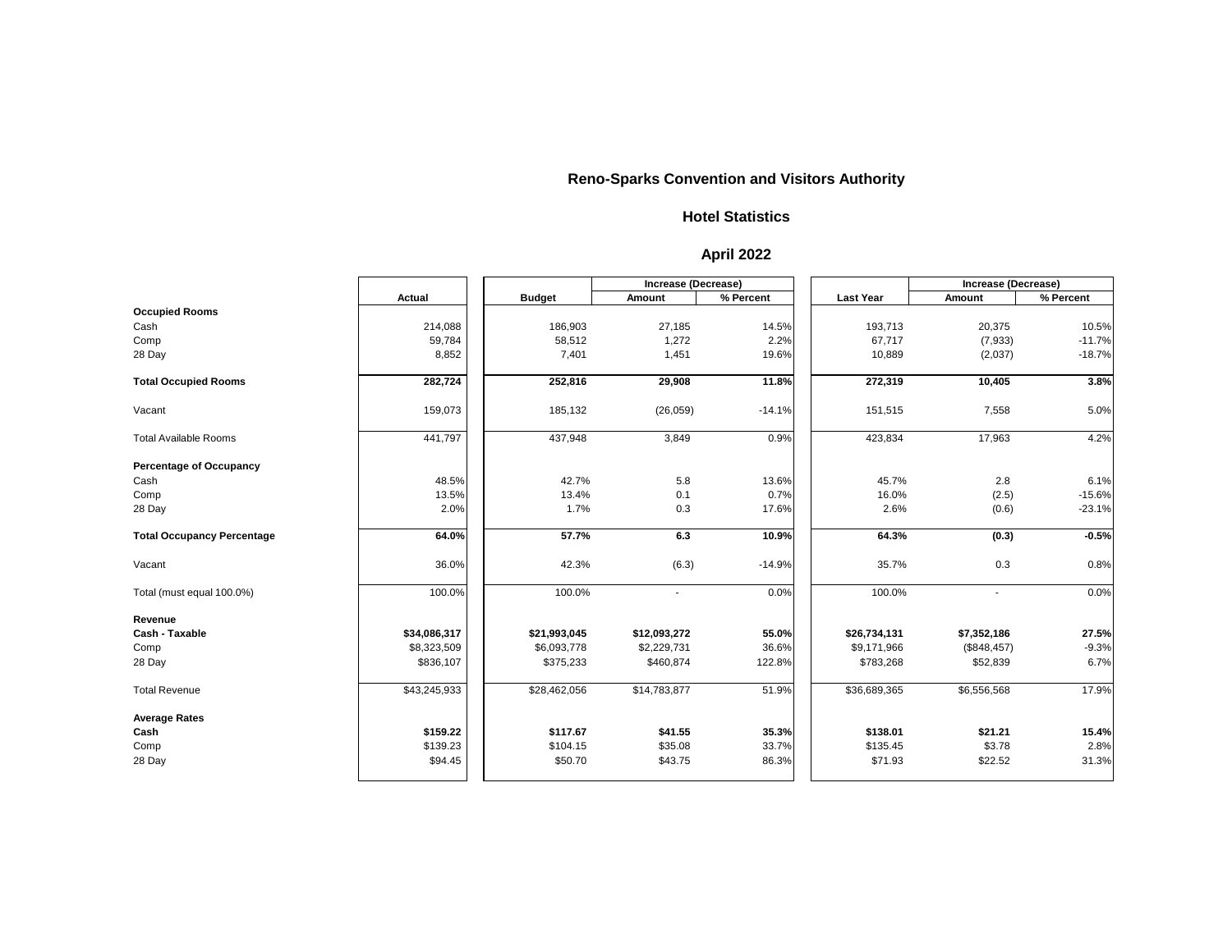# Reno-Sparks Convention and Visitors Authority

## Hotel Statistics

## April 2022

| | Actual | Budget | Increase (Decrease) Amount | Increase (Decrease) % Percent | Last Year | Increase (Decrease) Amount | Increase (Decrease) % Percent |
|---|---|---|---|---|---|---|---|
| **Occupied Rooms** | | | | | | | |
| Cash | 214,088 | 186,903 | 27,185 | 14.5% | 193,713 | 20,375 | 10.5% |
| Comp | 59,784 | 58,512 | 1,272 | 2.2% | 67,717 | (7,933) | -11.7% |
| 28 Day | 8,852 | 7,401 | 1,451 | 19.6% | 10,889 | (2,037) | -18.7% |
| **Total Occupied Rooms** | **282,724** | **252,816** | **29,908** | **11.8%** | **272,319** | **10,405** | **3.8%** |
| Vacant | 159,073 | 185,132 | (26,059) | -14.1% | 151,515 | 7,558 | 5.0% |
| Total Available Rooms | 441,797 | 437,948 | 3,849 | 0.9% | 423,834 | 17,963 | 4.2% |
| **Percentage of Occupancy** | | | | | | | |
| Cash | 48.5% | 42.7% | 5.8 | 13.6% | 45.7% | 2.8 | 6.1% |
| Comp | 13.5% | 13.4% | 0.1 | 0.7% | 16.0% | (2.5) | -15.6% |
| 28 Day | 2.0% | 1.7% | 0.3 | 17.6% | 2.6% | (0.6) | -23.1% |
| **Total Occupancy Percentage** | **64.0%** | **57.7%** | **6.3** | **10.9%** | **64.3%** | **(0.3)** | **-0.5%** |
| Vacant | 36.0% | 42.3% | (6.3) | -14.9% | 35.7% | 0.3 | 0.8% |
| Total (must equal 100.0%) | 100.0% | 100.0% | - | 0.0% | 100.0% | - | 0.0% |
| **Revenue** | | | | | | | |
| **Cash - Taxable** | **$34,086,317** | **$21,993,045** | **$12,093,272** | **55.0%** | **$26,734,131** | **$7,352,186** | **27.5%** |
| Comp | $8,323,509 | $6,093,778 | $2,229,731 | 36.6% | $9,171,966 | ($848,457) | -9.3% |
| 28 Day | $836,107 | $375,233 | $460,874 | 122.8% | $783,268 | $52,839 | 6.7% |
| Total Revenue | $43,245,933 | $28,462,056 | $14,783,877 | 51.9% | $36,689,365 | $6,556,568 | 17.9% |
| **Average Rates** | | | | | | | |
| **Cash** | **$159.22** | **$117.67** | **$41.55** | **35.3%** | **$138.01** | **$21.21** | **15.4%** |
| Comp | $139.23 | $104.15 | $35.08 | 33.7% | $135.45 | $3.78 | 2.8% |
| 28 Day | $94.45 | $50.70 | $43.75 | 86.3% | $71.93 | $22.52 | 31.3% |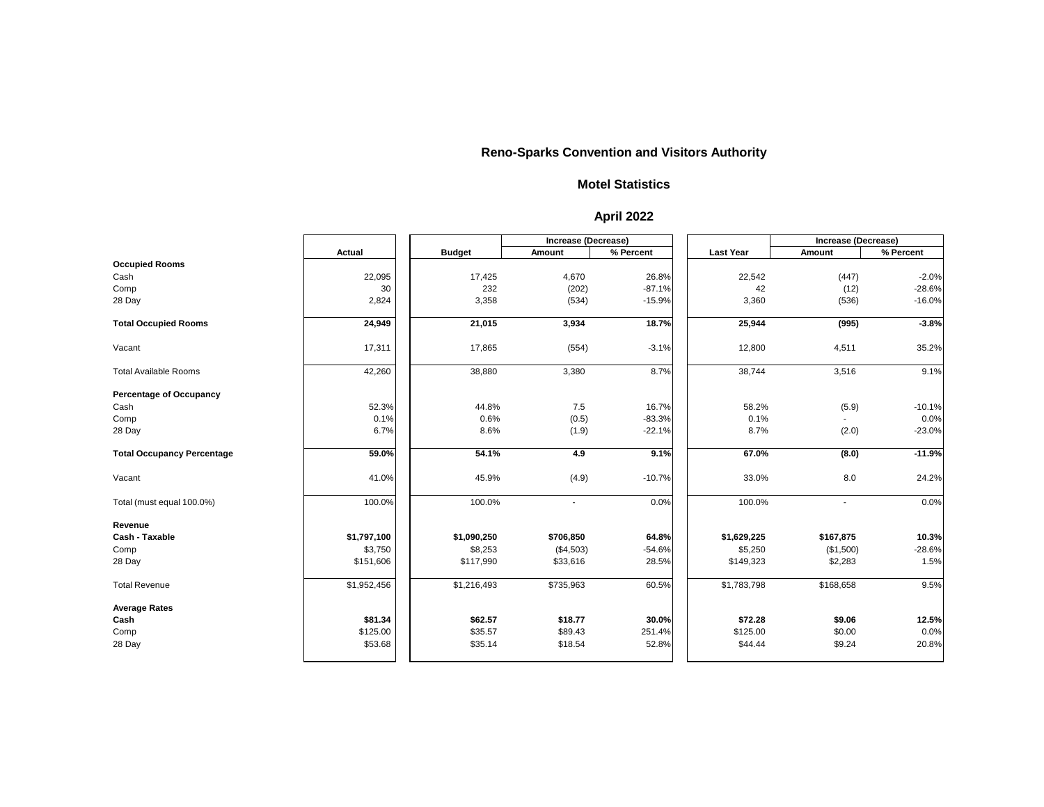# Reno-Sparks Convention and Visitors Authority

## Motel Statistics

## April 2022

| | Actual | Budget | Increase (Decrease) Amount | Increase (Decrease) % Percent | Last Year | Increase (Decrease) Amount | Increase (Decrease) % Percent |
|---|---|---|---|---|---|---|---|
| **Occupied Rooms** | | | | | | | |
| Cash | 22,095 | 17,425 | 4,670 | 26.8% | 22,542 | (447) | -2.0% |
| Comp | 30 | 232 | (202) | -87.1% | 42 | (12) | -28.6% |
| 28 Day | 2,824 | 3,358 | (534) | -15.9% | 3,360 | (536) | -16.0% |
| **Total Occupied Rooms** | **24,949** | **21,015** | **3,934** | **18.7%** | **25,944** | **(995)** | **-3.8%** |
| Vacant | 17,311 | 17,865 | (554) | -3.1% | 12,800 | 4,511 | 35.2% |
| Total Available Rooms | 42,260 | 38,880 | 3,380 | 8.7% | 38,744 | 3,516 | 9.1% |
| **Percentage of Occupancy** | | | | | | | |
| Cash | 52.3% | 44.8% | 7.5 | 16.7% | 58.2% | (5.9) | -10.1% |
| Comp | 0.1% | 0.6% | (0.5) | -83.3% | 0.1% | - | 0.0% |
| 28 Day | 6.7% | 8.6% | (1.9) | -22.1% | 8.7% | (2.0) | -23.0% |
| **Total Occupancy Percentage** | **59.0%** | **54.1%** | **4.9** | **9.1%** | **67.0%** | **(8.0)** | **-11.9%** |
| Vacant | 41.0% | 45.9% | (4.9) | -10.7% | 33.0% | 8.0 | 24.2% |
| Total (must equal 100.0%) | 100.0% | 100.0% | - | 0.0% | 100.0% | - | 0.0% |
| **Revenue** | | | | | | | |
| **Cash - Taxable** | **$1,797,100** | **$1,090,250** | **$706,850** | **64.8%** | **$1,629,225** | **$167,875** | **10.3%** |
| Comp | $3,750 | $8,253 | ($4,503) | -54.6% | $5,250 | ($1,500) | -28.6% |
| 28 Day | $151,606 | $117,990 | $33,616 | 28.5% | $149,323 | $2,283 | 1.5% |
| Total Revenue | $1,952,456 | $1,216,493 | $735,963 | 60.5% | $1,783,798 | $168,658 | 9.5% |
| **Average Rates** | | | | | | | |
| **Cash** | **$81.34** | **$62.57** | **$18.77** | **30.0%** | **$72.28** | **$9.06** | **12.5%** |
| Comp | $125.00 | $35.57 | $89.43 | 251.4% | $125.00 | $0.00 | 0.0% |
| 28 Day | $53.68 | $35.14 | $18.54 | 52.8% | $44.44 | $9.24 | 20.8% |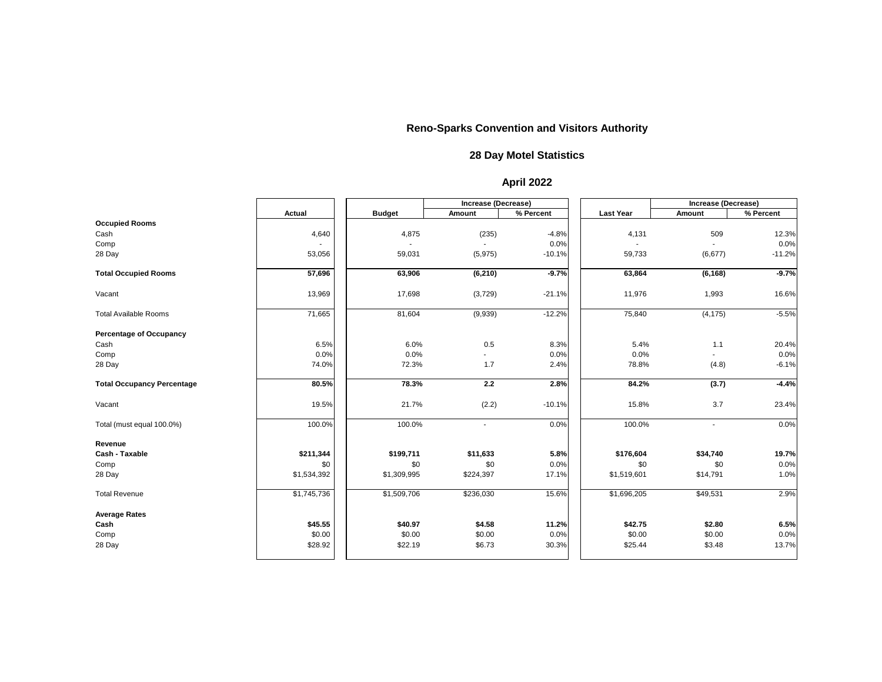## Reno-Sparks Convention and Visitors Authority

### 28 Day Motel Statistics

### April 2022

| | Actual | Budget | Increase (Decrease) Amount | Increase (Decrease) % Percent | Last Year | Increase (Decrease) Amount | Increase (Decrease) % Percent |
|---|---|---|---|---|---|---|---|
| **Occupied Rooms** | | | | | | | |
| Cash | 4,640 | 4,875 | (235) | -4.8% | 4,131 | 509 | 12.3% |
| Comp | - | - | - | 0.0% | - | - | 0.0% |
| 28 Day | 53,056 | 59,031 | (5,975) | -10.1% | 59,733 | (6,677) | -11.2% |
| **Total Occupied Rooms** | **57,696** | **63,906** | **(6,210)** | **-9.7%** | **63,864** | **(6,168)** | **-9.7%** |
| Vacant | 13,969 | 17,698 | (3,729) | -21.1% | 11,976 | 1,993 | 16.6% |
| Total Available Rooms | 71,665 | 81,604 | (9,939) | -12.2% | 75,840 | (4,175) | -5.5% |
| **Percentage of Occupancy** | | | | | | | |
| Cash | 6.5% | 6.0% | 0.5 | 8.3% | 5.4% | 1.1 | 20.4% |
| Comp | 0.0% | 0.0% | - | 0.0% | 0.0% | - | 0.0% |
| 28 Day | 74.0% | 72.3% | 1.7 | 2.4% | 78.8% | (4.8) | -6.1% |
| **Total Occupancy Percentage** | **80.5%** | **78.3%** | **2.2** | **2.8%** | **84.2%** | **(3.7)** | **-4.4%** |
| Vacant | 19.5% | 21.7% | (2.2) | -10.1% | 15.8% | 3.7 | 23.4% |
| Total (must equal 100.0%) | 100.0% | 100.0% | - | 0.0% | 100.0% | - | 0.0% |
| **Revenue** | | | | | | | |
| **Cash - Taxable** | **$211,344** | **$199,711** | **$11,633** | **5.8%** | **$176,604** | **$34,740** | **19.7%** |
| Comp | $0 | $0 | $0 | 0.0% | $0 | $0 | 0.0% |
| 28 Day | $1,534,392 | $1,309,995 | $224,397 | 17.1% | $1,519,601 | $14,791 | 1.0% |
| Total Revenue | $1,745,736 | $1,509,706 | $236,030 | 15.6% | $1,696,205 | $49,531 | 2.9% |
| **Average Rates** | | | | | | | |
| **Cash** | **$45.55** | **$40.97** | **$4.58** | **11.2%** | **$42.75** | **$2.80** | **6.5%** |
| Comp | $0.00 | $0.00 | $0.00 | 0.0% | $0.00 | $0.00 | 0.0% |
| 28 Day | $28.92 | $22.19 | $6.73 | 30.3% | $25.44 | $3.48 | 13.7% |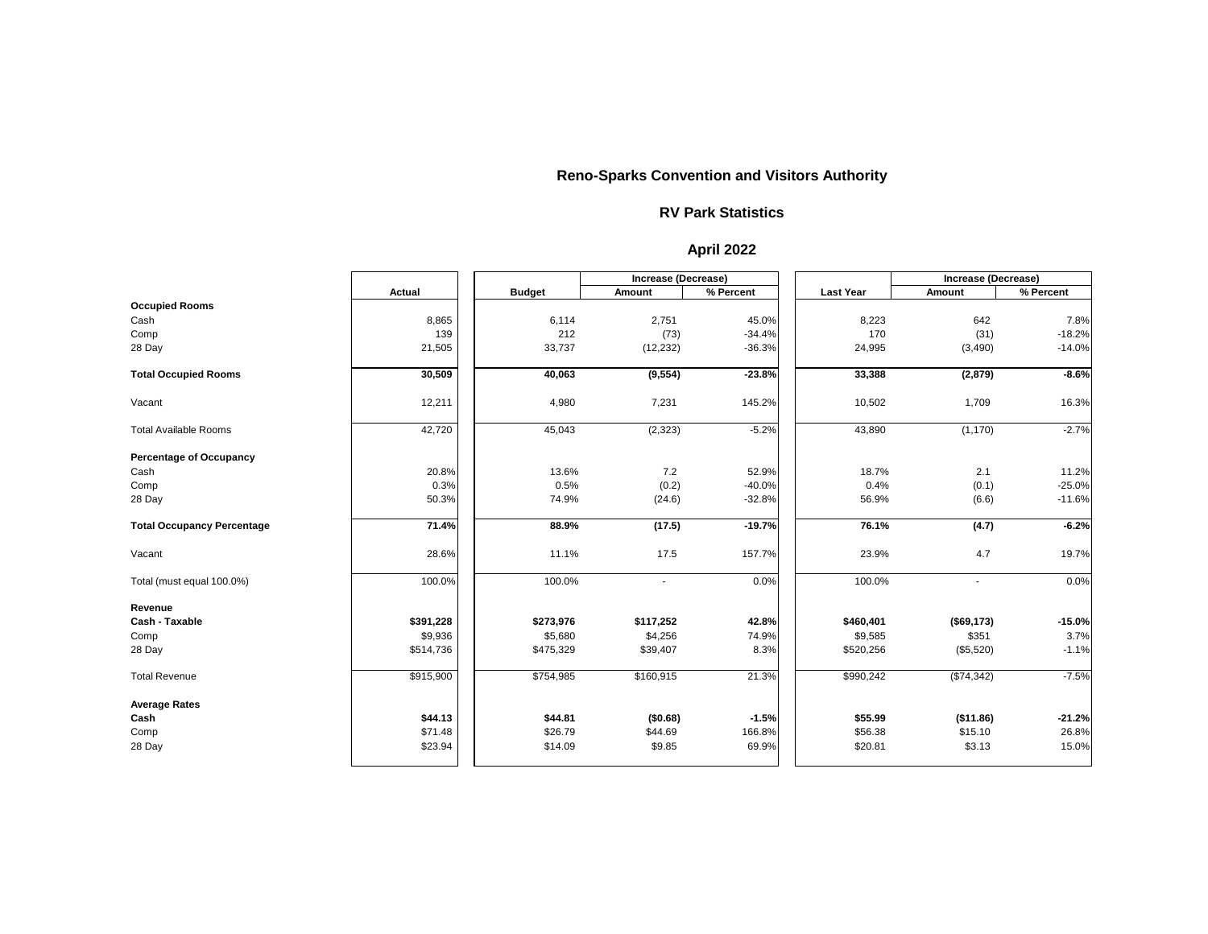## Reno-Sparks Convention and Visitors Authority

### RV Park Statistics

### April 2022

| | Actual | Budget | Increase (Decrease) Amount | Increase (Decrease) % Percent | Last Year | Increase (Decrease) Amount | Increase (Decrease) % Percent |
|---|---|---|---|---|---|---|---|
| **Occupied Rooms** | | | | | | | |
| Cash | 8,865 | 6,114 | 2,751 | 45.0% | 8,223 | 642 | 7.8% |
| Comp | 139 | 212 | (73) | -34.4% | 170 | (31) | -18.2% |
| 28 Day | 21,505 | 33,737 | (12,232) | -36.3% | 24,995 | (3,490) | -14.0% |
| **Total Occupied Rooms** | **30,509** | **40,063** | **(9,554)** | **-23.8%** | **33,388** | **(2,879)** | **-8.6%** |
| Vacant | 12,211 | 4,980 | 7,231 | 145.2% | 10,502 | 1,709 | 16.3% |
| Total Available Rooms | 42,720 | 45,043 | (2,323) | -5.2% | 43,890 | (1,170) | -2.7% |
| **Percentage of Occupancy** | | | | | | | |
| Cash | 20.8% | 13.6% | 7.2 | 52.9% | 18.7% | 2.1 | 11.2% |
| Comp | 0.3% | 0.5% | (0.2) | -40.0% | 0.4% | (0.1) | -25.0% |
| 28 Day | 50.3% | 74.9% | (24.6) | -32.8% | 56.9% | (6.6) | -11.6% |
| **Total Occupancy Percentage** | **71.4%** | **88.9%** | **(17.5)** | **-19.7%** | **76.1%** | **(4.7)** | **-6.2%** |
| Vacant | 28.6% | 11.1% | 17.5 | 157.7% | 23.9% | 4.7 | 19.7% |
| Total (must equal 100.0%) | 100.0% | 100.0% | - | 0.0% | 100.0% | - | 0.0% |
| **Revenue** | | | | | | | |
| **Cash - Taxable** | **$391,228** | **$273,976** | **$117,252** | **42.8%** | **$460,401** | **($69,173)** | **-15.0%** |
| Comp | $9,936 | $5,680 | $4,256 | 74.9% | $9,585 | $351 | 3.7% |
| 28 Day | $514,736 | $475,329 | $39,407 | 8.3% | $520,256 | ($5,520) | -1.1% |
| Total Revenue | $915,900 | $754,985 | $160,915 | 21.3% | $990,242 | ($74,342) | -7.5% |
| **Average Rates** | | | | | | | |
| **Cash** | **$44.13** | **$44.81** | **($0.68)** | **-1.5%** | **$55.99** | **($11.86)** | **-21.2%** |
| Comp | $71.48 | $26.79 | $44.69 | 166.8% | $56.38 | $15.10 | 26.8% |
| 28 Day | $23.94 | $14.09 | $9.85 | 69.9% | $20.81 | $3.13 | 15.0% |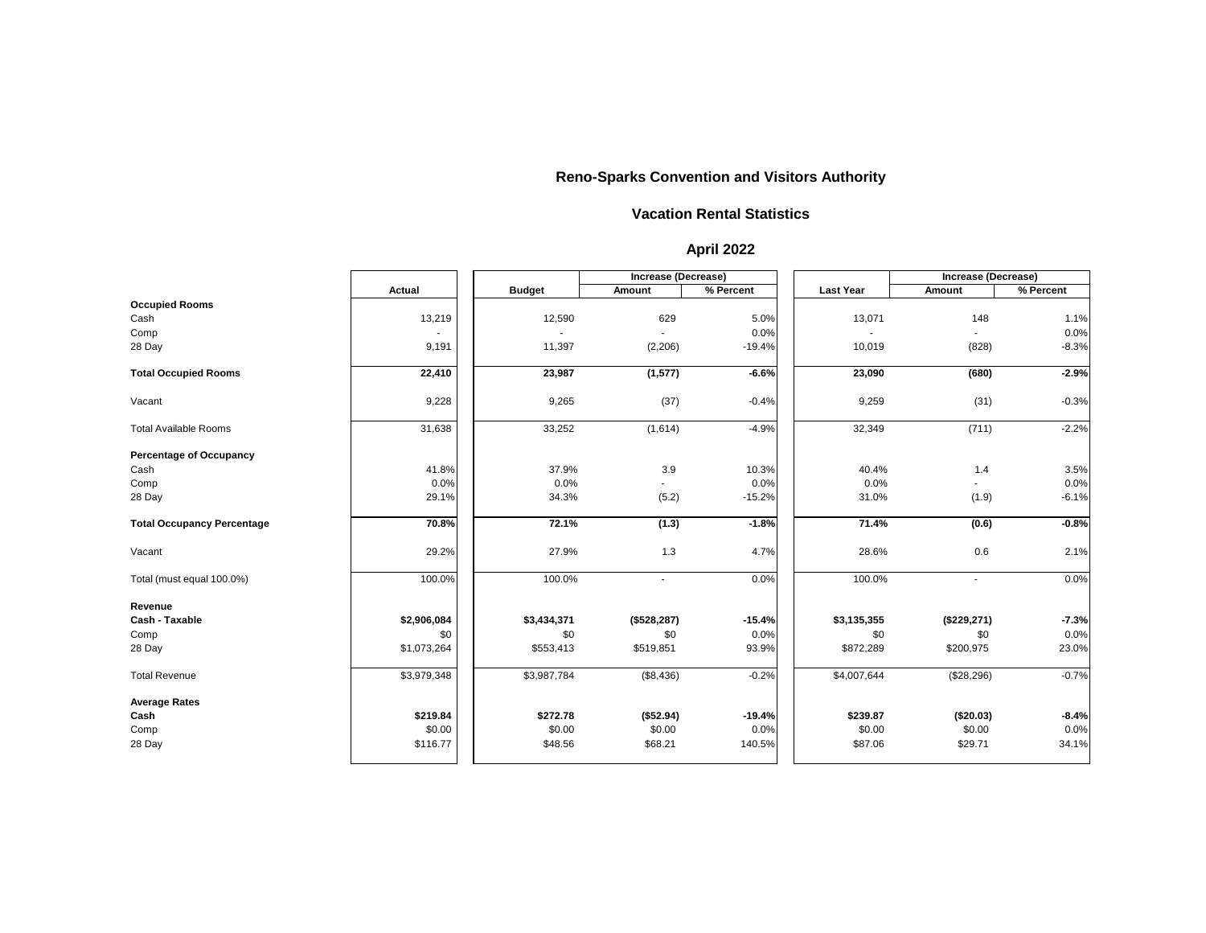# Reno-Sparks Convention and Visitors Authority

## Vacation Rental Statistics

### April 2022

| | Actual | Budget | Increase (Decrease) Amount | Increase (Decrease) % Percent | Last Year | Increase (Decrease) Amount | Increase (Decrease) % Percent |
|---|---|---|---|---|---|---|---|
| **Occupied Rooms** | | | | | | | |
| Cash | 13,219 | 12,590 | 629 | 5.0% | 13,071 | 148 | 1.1% |
| Comp | - | - | - | 0.0% | - | - | 0.0% |
| 28 Day | 9,191 | 11,397 | (2,206) | -19.4% | 10,019 | (828) | -8.3% |
| **Total Occupied Rooms** | **22,410** | **23,987** | **(1,577)** | **-6.6%** | **23,090** | **(680)** | **-2.9%** |
| Vacant | 9,228 | 9,265 | (37) | -0.4% | 9,259 | (31) | -0.3% |
| Total Available Rooms | 31,638 | 33,252 | (1,614) | -4.9% | 32,349 | (711) | -2.2% |
| **Percentage of Occupancy** | | | | | | | |
| Cash | 41.8% | 37.9% | 3.9 | 10.3% | 40.4% | 1.4 | 3.5% |
| Comp | 0.0% | 0.0% | - | 0.0% | 0.0% | - | 0.0% |
| 28 Day | 29.1% | 34.3% | (5.2) | -15.2% | 31.0% | (1.9) | -6.1% |
| **Total Occupancy Percentage** | **70.8%** | **72.1%** | **(1.3)** | **-1.8%** | **71.4%** | **(0.6)** | **-0.8%** |
| Vacant | 29.2% | 27.9% | 1.3 | 4.7% | 28.6% | 0.6 | 2.1% |
| Total (must equal 100.0%) | 100.0% | 100.0% | - | 0.0% | 100.0% | - | 0.0% |
| **Revenue** | | | | | | | |
| **Cash - Taxable** | **$2,906,084** | **$3,434,371** | **($528,287)** | **-15.4%** | **$3,135,355** | **($229,271)** | **-7.3%** |
| Comp | $0 | $0 | $0 | 0.0% | $0 | $0 | 0.0% |
| 28 Day | $1,073,264 | $553,413 | $519,851 | 93.9% | $872,289 | $200,975 | 23.0% |
| Total Revenue | $3,979,348 | $3,987,784 | ($8,436) | -0.2% | $4,007,644 | ($28,296) | -0.7% |
| **Average Rates** | | | | | | | |
| **Cash** | **$219.84** | **$272.78** | **($52.94)** | **-19.4%** | **$239.87** | **($20.03)** | **-8.4%** |
| Comp | $0.00 | $0.00 | $0.00 | 0.0% | $0.00 | $0.00 | 0.0% |
| 28 Day | $116.77 | $48.56 | $68.21 | 140.5% | $87.06 | $29.71 | 34.1% |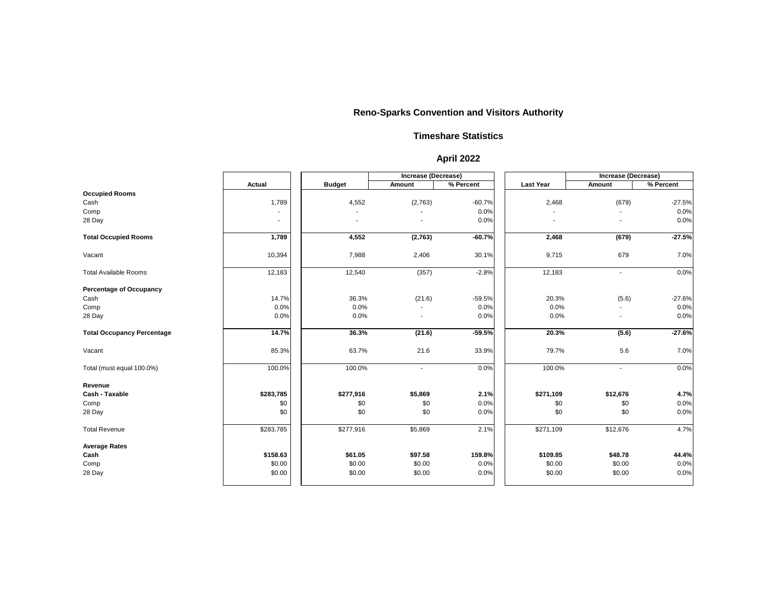# Reno-Sparks Convention and Visitors Authority

## Timeshare Statistics

## April 2022

| | Actual | Budget | Increase (Decrease) Amount | Increase (Decrease) % Percent | Last Year | Increase (Decrease) Amount | Increase (Decrease) % Percent |
|---|---|---|---|---|---|---|---|
| **Occupied Rooms** | | | | | | | |
| Cash | 1,789 | 4,552 | (2,763) | -60.7% | 2,468 | (679) | -27.5% |
| Comp | - | - | - | 0.0% | - | - | 0.0% |
| 28 Day | - | - | - | 0.0% | - | - | 0.0% |
| **Total Occupied Rooms** | **1,789** | **4,552** | **(2,763)** | **-60.7%** | **2,468** | **(679)** | **-27.5%** |
| Vacant | 10,394 | 7,988 | 2,406 | 30.1% | 9,715 | 679 | 7.0% |
| Total Available Rooms | 12,183 | 12,540 | (357) | -2.8% | 12,183 | - | 0.0% |
| **Percentage of Occupancy** | | | | | | | |
| Cash | 14.7% | 36.3% | (21.6) | -59.5% | 20.3% | (5.6) | -27.6% |
| Comp | 0.0% | 0.0% | - | 0.0% | 0.0% | - | 0.0% |
| 28 Day | 0.0% | 0.0% | - | 0.0% | 0.0% | - | 0.0% |
| **Total Occupancy Percentage** | **14.7%** | **36.3%** | **(21.6)** | **-59.5%** | **20.3%** | **(5.6)** | **-27.6%** |
| Vacant | 85.3% | 63.7% | 21.6 | 33.9% | 79.7% | 5.6 | 7.0% |
| Total (must equal 100.0%) | 100.0% | 100.0% | - | 0.0% | 100.0% | - | 0.0% |
| **Revenue** | | | | | | | |
| **Cash - Taxable** | **$283,785** | **$277,916** | **$5,869** | **2.1%** | **$271,109** | **$12,676** | **4.7%** |
| Comp | $0 | $0 | $0 | 0.0% | $0 | $0 | 0.0% |
| 28 Day | $0 | $0 | $0 | 0.0% | $0 | $0 | 0.0% |
| Total Revenue | $283,785 | $277,916 | $5,869 | 2.1% | $271,109 | $12,676 | 4.7% |
| **Average Rates** | | | | | | | |
| **Cash** | **$158.63** | **$61.05** | **$97.58** | **159.8%** | **$109.85** | **$48.78** | **44.4%** |
| Comp | $0.00 | $0.00 | $0.00 | 0.0% | $0.00 | $0.00 | 0.0% |
| 28 Day | $0.00 | $0.00 | $0.00 | 0.0% | $0.00 | $0.00 | 0.0% |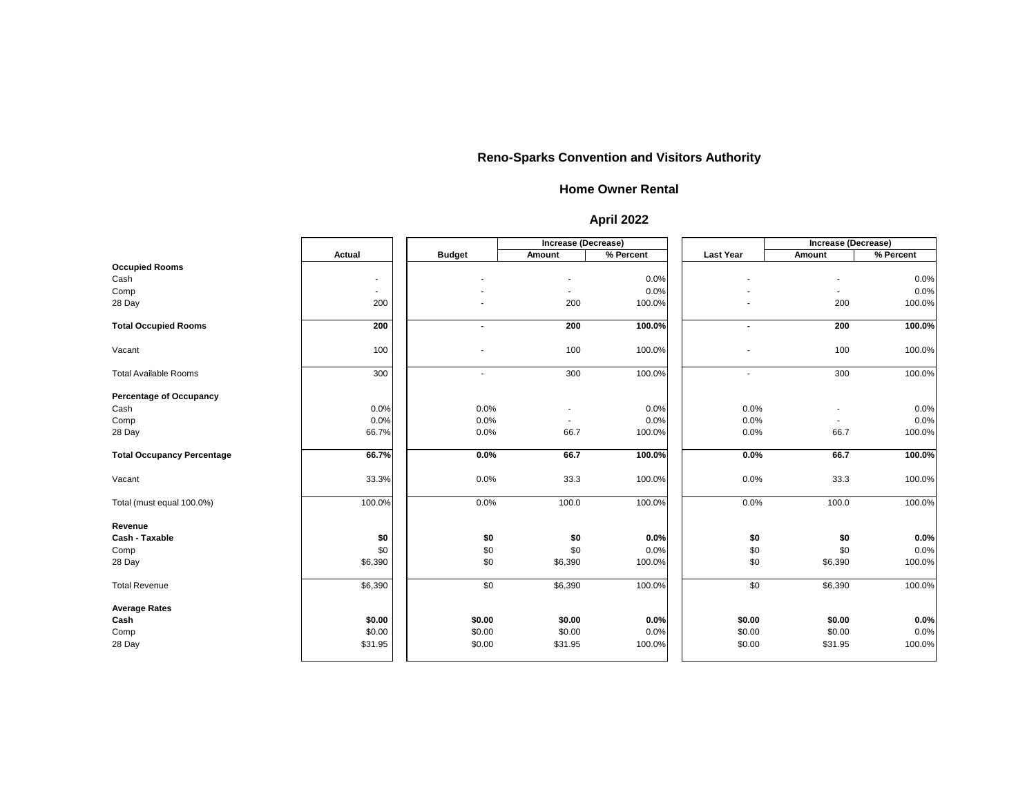# Reno-Sparks Convention and Visitors Authority

## Home Owner Rental

## April 2022

| | Actual | Budget | Increase (Decrease) | | Last Year | Increase (Decrease) | |
|---|---|---|---|---|---|---|---|
| | | | Amount | % Percent | | Amount | % Percent |
| **Occupied Rooms** | | | | | | | |
| Cash | - | - | - | 0.0% | - | - | 0.0% |
| Comp | - | - | - | 0.0% | - | - | 0.0% |
| 28 Day | 200 | - | 200 | 100.0% | - | 200 | 100.0% |
| **Total Occupied Rooms** | **200** | **-** | **200** | **100.0%** | **-** | **200** | **100.0%** |
| Vacant | 100 | - | 100 | 100.0% | - | 100 | 100.0% |
| Total Available Rooms | 300 | - | 300 | 100.0% | - | 300 | 100.0% |
| **Percentage of Occupancy** | | | | | | | |
| Cash | 0.0% | 0.0% | - | 0.0% | 0.0% | - | 0.0% |
| Comp | 0.0% | 0.0% | - | 0.0% | 0.0% | - | 0.0% |
| 28 Day | 66.7% | 0.0% | 66.7 | 100.0% | 0.0% | 66.7 | 100.0% |
| **Total Occupancy Percentage** | **66.7%** | **0.0%** | **66.7** | **100.0%** | **0.0%** | **66.7** | **100.0%** |
| Vacant | 33.3% | 0.0% | 33.3 | 100.0% | 0.0% | 33.3 | 100.0% |
| Total (must equal 100.0%) | 100.0% | 0.0% | 100.0 | 100.0% | 0.0% | 100.0 | 100.0% |
| **Revenue** | | | | | | | |
| **Cash - Taxable** | **$0** | **$0** | **$0** | **0.0%** | **$0** | **$0** | **0.0%** |
| Comp | $0 | $0 | $0 | 0.0% | $0 | $0 | 0.0% |
| 28 Day | $6,390 | $0 | $6,390 | 100.0% | $0 | $6,390 | 100.0% |
| Total Revenue | $6,390 | $0 | $6,390 | 100.0% | $0 | $6,390 | 100.0% |
| **Average Rates** | | | | | | | |
| **Cash** | **$0.00** | **$0.00** | **$0.00** | **0.0%** | **$0.00** | **$0.00** | **0.0%** |
| Comp | $0.00 | $0.00 | $0.00 | 0.0% | $0.00 | $0.00 | 0.0% |
| 28 Day | $31.95 | $0.00 | $31.95 | 100.0% | $0.00 | $31.95 | 100.0% |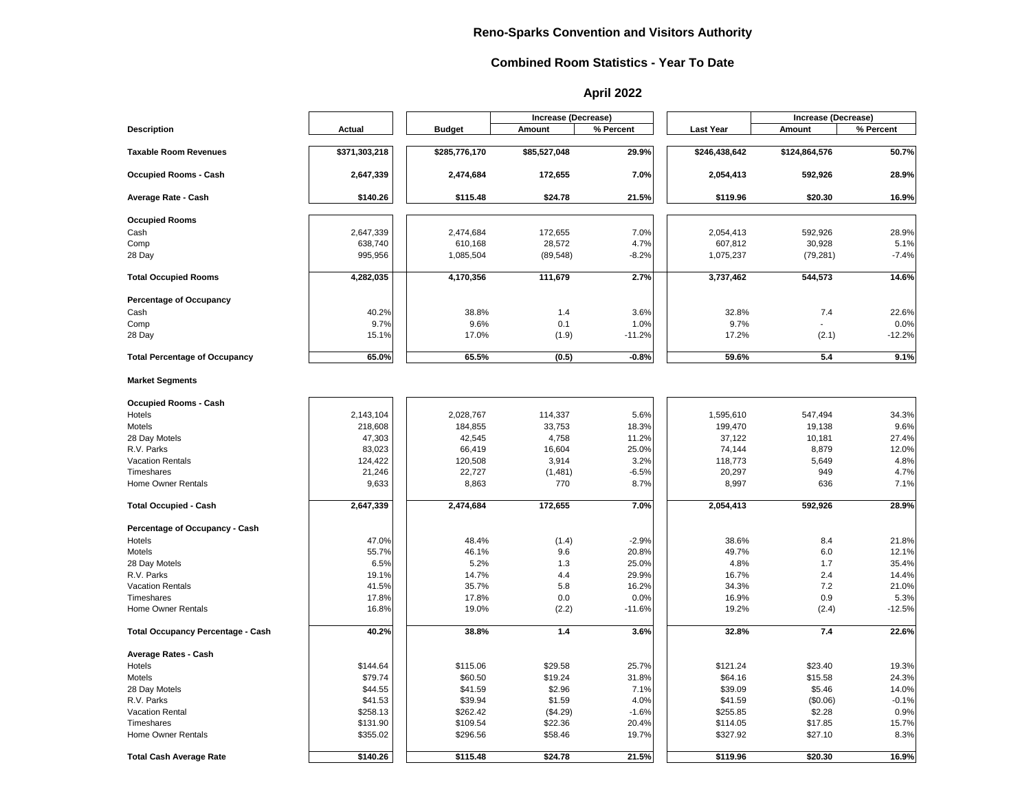# Reno-Sparks Convention and Visitors Authority

## Combined Room Statistics - Year To Date

### April 2022

| Description | Actual | Budget | Increase (Decrease) Amount | Increase (Decrease) % Percent | Last Year | Increase (Decrease) Amount | Increase (Decrease) % Percent |
|---|---|---|---|---|---|---|---|
| **Taxable Room Revenues** | **$371,303,218** | **$285,776,170** | **$85,527,048** | **29.9%** | **$246,438,642** | **$124,864,576** | **50.7%** |
| **Occupied Rooms - Cash** | **2,647,339** | **2,474,684** | **172,655** | **7.0%** | **2,054,413** | **592,926** | **28.9%** |
| **Average Rate - Cash** | **$140.26** | **$115.48** | **$24.78** | **21.5%** | **$119.96** | **$20.30** | **16.9%** |
| **Occupied Rooms** | | | | | | | |
| Cash | 2,647,339 | 2,474,684 | 172,655 | 7.0% | 2,054,413 | 592,926 | 28.9% |
| Comp | 638,740 | 610,168 | 28,572 | 4.7% | 607,812 | 30,928 | 5.1% |
| 28 Day | 995,956 | 1,085,504 | (89,548) | -8.2% | 1,075,237 | (79,281) | -7.4% |
| **Total Occupied Rooms** | **4,282,035** | **4,170,356** | **111,679** | **2.7%** | **3,737,462** | **544,573** | **14.6%** |
| **Percentage of Occupancy** | | | | | | | |
| Cash | 40.2% | 38.8% | 1.4 | 3.6% | 32.8% | 7.4 | 22.6% |
| Comp | 9.7% | 9.6% | 0.1 | 1.0% | 9.7% | - | 0.0% |
| 28 Day | 15.1% | 17.0% | (1.9) | -11.2% | 17.2% | (2.1) | -12.2% |
| **Total Percentage of Occupancy** | **65.0%** | **65.5%** | **(0.5)** | **-0.8%** | **59.6%** | **5.4** | **9.1%** |
| **Market Segments** | | | | | | | |
| **Occupied Rooms - Cash** | | | | | | | |
| Hotels | 2,143,104 | 2,028,767 | 114,337 | 5.6% | 1,595,610 | 547,494 | 34.3% |
| Motels | 218,608 | 184,855 | 33,753 | 18.3% | 199,470 | 19,138 | 9.6% |
| 28 Day Motels | 47,303 | 42,545 | 4,758 | 11.2% | 37,122 | 10,181 | 27.4% |
| R.V. Parks | 83,023 | 66,419 | 16,604 | 25.0% | 74,144 | 8,879 | 12.0% |
| Vacation Rentals | 124,422 | 120,508 | 3,914 | 3.2% | 118,773 | 5,649 | 4.8% |
| Timeshares | 21,246 | 22,727 | (1,481) | -6.5% | 20,297 | 949 | 4.7% |
| Home Owner Rentals | 9,633 | 8,863 | 770 | 8.7% | 8,997 | 636 | 7.1% |
| **Total Occupied - Cash** | **2,647,339** | **2,474,684** | **172,655** | **7.0%** | **2,054,413** | **592,926** | **28.9%** |
| **Percentage of Occupancy - Cash** | | | | | | | |
| Hotels | 47.0% | 48.4% | (1.4) | -2.9% | 38.6% | 8.4 | 21.8% |
| Motels | 55.7% | 46.1% | 9.6 | 20.8% | 49.7% | 6.0 | 12.1% |
| 28 Day Motels | 6.5% | 5.2% | 1.3 | 25.0% | 4.8% | 1.7 | 35.4% |
| R.V. Parks | 19.1% | 14.7% | 4.4 | 29.9% | 16.7% | 2.4 | 14.4% |
| Vacation Rentals | 41.5% | 35.7% | 5.8 | 16.2% | 34.3% | 7.2 | 21.0% |
| Timeshares | 17.8% | 17.8% | 0.0 | 0.0% | 16.9% | 0.9 | 5.3% |
| Home Owner Rentals | 16.8% | 19.0% | (2.2) | -11.6% | 19.2% | (2.4) | -12.5% |
| **Total Occupancy Percentage - Cash** | **40.2%** | **38.8%** | **1.4** | **3.6%** | **32.8%** | **7.4** | **22.6%** |
| **Average Rates - Cash** | | | | | | | |
| Hotels | $144.64 | $115.06 | $29.58 | 25.7% | $121.24 | $23.40 | 19.3% |
| Motels | $79.74 | $60.50 | $19.24 | 31.8% | $64.16 | $15.58 | 24.3% |
| 28 Day Motels | $44.55 | $41.59 | $2.96 | 7.1% | $39.09 | $5.46 | 14.0% |
| R.V. Parks | $41.53 | $39.94 | $1.59 | 4.0% | $41.59 | ($0.06) | -0.1% |
| Vacation Rental | $258.13 | $262.42 | ($4.29) | -1.6% | $255.85 | $2.28 | 0.9% |
| Timeshares | $131.90 | $109.54 | $22.36 | 20.4% | $114.05 | $17.85 | 15.7% |
| Home Owner Rentals | $355.02 | $296.56 | $58.46 | 19.7% | $327.92 | $27.10 | 8.3% |
| **Total Cash Average Rate** | **$140.26** | **$115.48** | **$24.78** | **21.5%** | **$119.96** | **$20.30** | **16.9%** |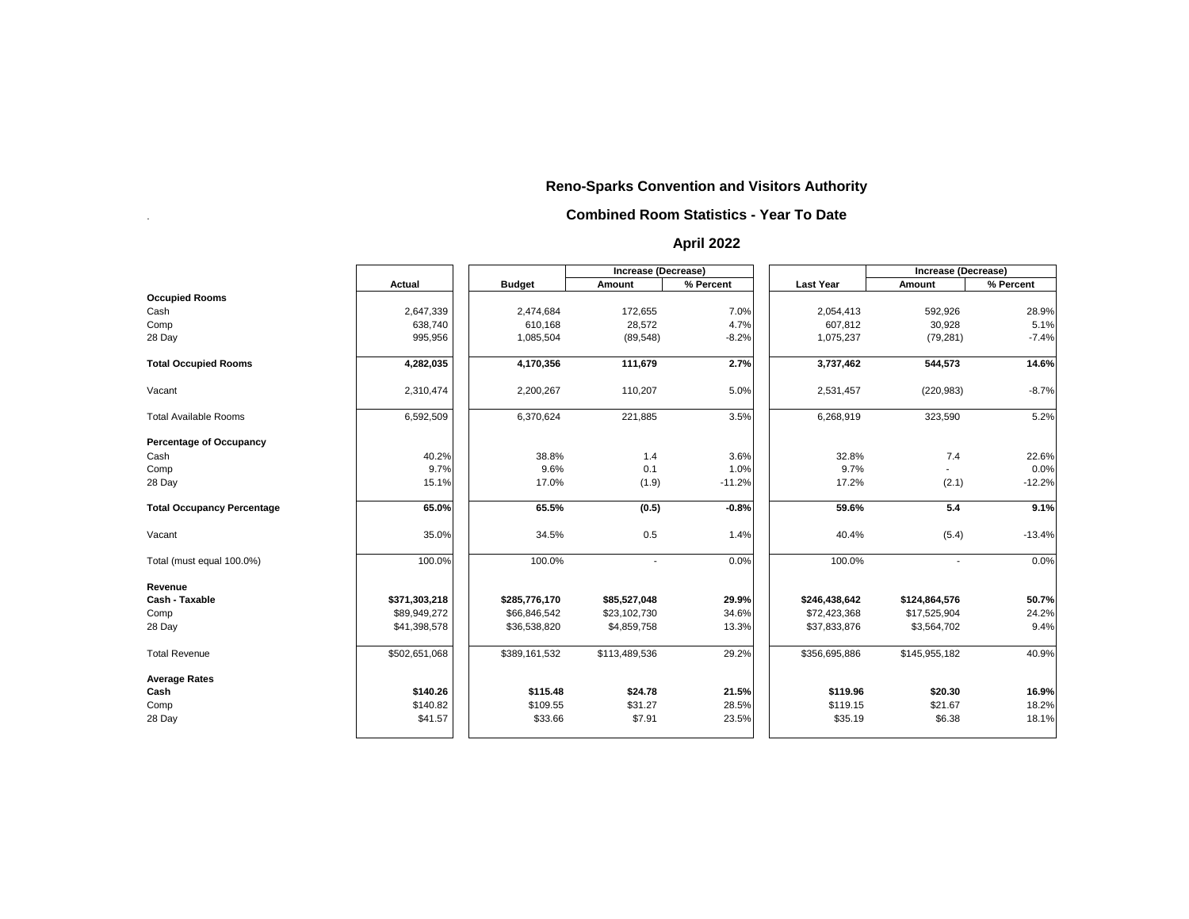## Reno-Sparks Convention and Visitors Authority

### Combined Room Statistics - Year To Date

### April 2022

| | Actual | Budget | Increase (Decrease) Amount | Increase (Decrease) % Percent | Last Year | Increase (Decrease) Amount | Increase (Decrease) % Percent |
|---|---|---|---|---|---|---|---|
| **Occupied Rooms** | | | | | | | |
| Cash | 2,647,339 | 2,474,684 | 172,655 | 7.0% | 2,054,413 | 592,926 | 28.9% |
| Comp | 638,740 | 610,168 | 28,572 | 4.7% | 607,812 | 30,928 | 5.1% |
| 28 Day | 995,956 | 1,085,504 | (89,548) | -8.2% | 1,075,237 | (79,281) | -7.4% |
| **Total Occupied Rooms** | **4,282,035** | **4,170,356** | **111,679** | **2.7%** | **3,737,462** | **544,573** | **14.6%** |
| Vacant | 2,310,474 | 2,200,267 | 110,207 | 5.0% | 2,531,457 | (220,983) | -8.7% |
| Total Available Rooms | 6,592,509 | 6,370,624 | 221,885 | 3.5% | 6,268,919 | 323,590 | 5.2% |
| **Percentage of Occupancy** | | | | | | | |
| Cash | 40.2% | 38.8% | 1.4 | 3.6% | 32.8% | 7.4 | 22.6% |
| Comp | 9.7% | 9.6% | 0.1 | 1.0% | 9.7% | - | 0.0% |
| 28 Day | 15.1% | 17.0% | (1.9) | -11.2% | 17.2% | (2.1) | -12.2% |
| **Total Occupancy Percentage** | **65.0%** | **65.5%** | **(0.5)** | **-0.8%** | **59.6%** | **5.4** | **9.1%** |
| Vacant | 35.0% | 34.5% | 0.5 | 1.4% | 40.4% | (5.4) | -13.4% |
| Total (must equal 100.0%) | 100.0% | 100.0% | - | 0.0% | 100.0% | - | 0.0% |
| **Revenue** | | | | | | | |
| **Cash - Taxable** | **$371,303,218** | **$285,776,170** | **$85,527,048** | **29.9%** | **$246,438,642** | **$124,864,576** | **50.7%** |
| Comp | $89,949,272 | $66,846,542 | $23,102,730 | 34.6% | $72,423,368 | $17,525,904 | 24.2% |
| 28 Day | $41,398,578 | $36,538,820 | $4,859,758 | 13.3% | $37,833,876 | $3,564,702 | 9.4% |
| Total Revenue | $502,651,068 | $389,161,532 | $113,489,536 | 29.2% | $356,695,886 | $145,955,182 | 40.9% |
| **Average Rates** | | | | | | | |
| **Cash** | **$140.26** | **$115.48** | **$24.78** | **21.5%** | **$119.96** | **$20.30** | **16.9%** |
| Comp | $140.82 | $109.55 | $31.27 | 28.5% | $119.15 | $21.67 | 18.2% |
| 28 Day | $41.57 | $33.66 | $7.91 | 23.5% | $35.19 | $6.38 | 18.1% |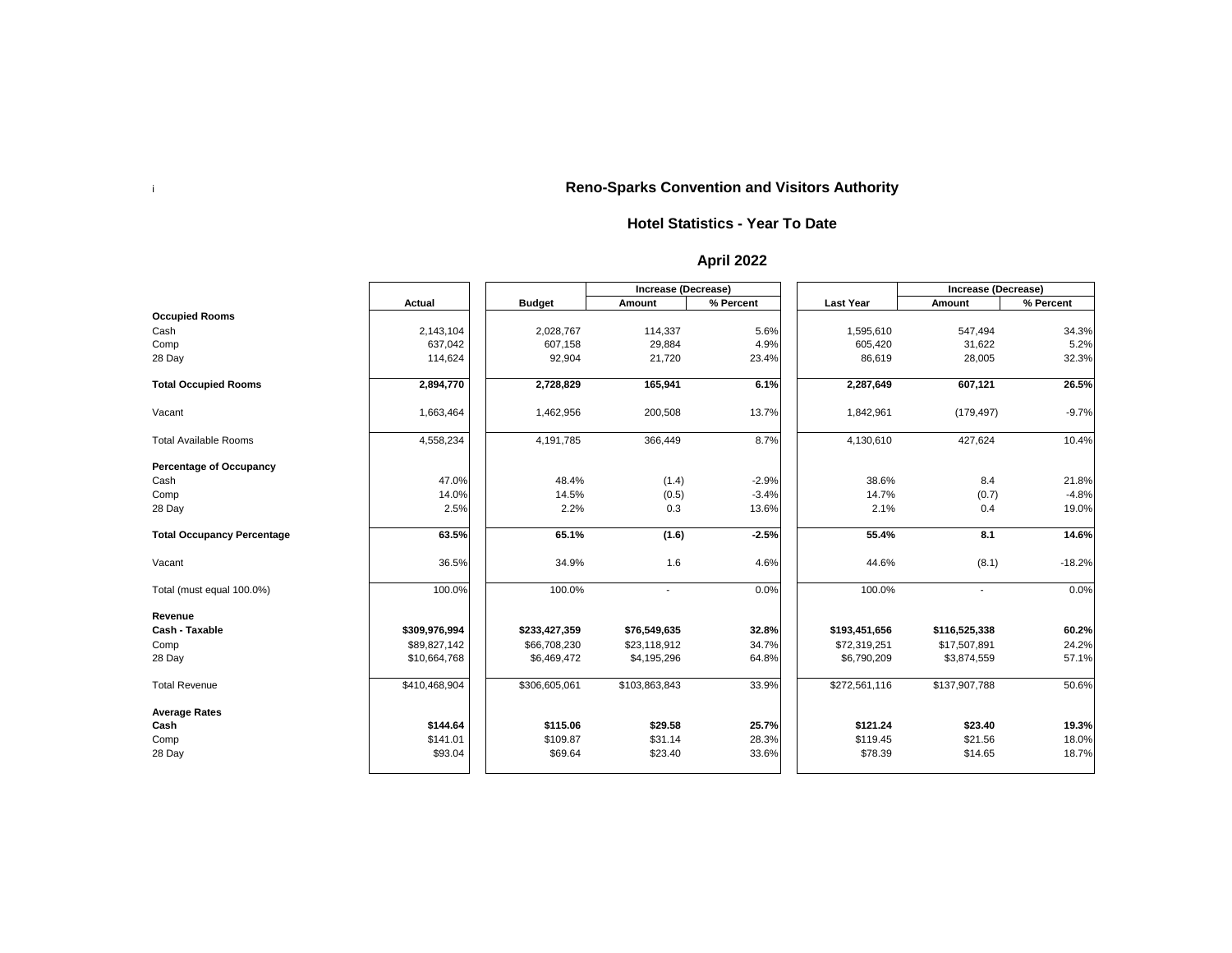# Reno-Sparks Convention and Visitors Authority

## Hotel Statistics - Year To Date

## April 2022

| | Actual | Budget | Increase (Decrease) | | Last Year | Increase (Decrease) | |
|---|---|---|---|---|---|---|---|
| | | | Amount | % Percent | | Amount | % Percent |
| **Occupied Rooms** | | | | | | | |
| Cash | 2,143,104 | 2,028,767 | 114,337 | 5.6% | 1,595,610 | 547,494 | 34.3% |
| Comp | 637,042 | 607,158 | 29,884 | 4.9% | 605,420 | 31,622 | 5.2% |
| 28 Day | 114,624 | 92,904 | 21,720 | 23.4% | 86,619 | 28,005 | 32.3% |
| **Total Occupied Rooms** | **2,894,770** | **2,728,829** | **165,941** | **6.1%** | **2,287,649** | **607,121** | **26.5%** |
| Vacant | 1,663,464 | 1,462,956 | 200,508 | 13.7% | 1,842,961 | (179,497) | -9.7% |
| Total Available Rooms | 4,558,234 | 4,191,785 | 366,449 | 8.7% | 4,130,610 | 427,624 | 10.4% |
| **Percentage of Occupancy** | | | | | | | |
| Cash | 47.0% | 48.4% | (1.4) | -2.9% | 38.6% | 8.4 | 21.8% |
| Comp | 14.0% | 14.5% | (0.5) | -3.4% | 14.7% | (0.7) | -4.8% |
| 28 Day | 2.5% | 2.2% | 0.3 | 13.6% | 2.1% | 0.4 | 19.0% |
| **Total Occupancy Percentage** | **63.5%** | **65.1%** | **(1.6)** | **-2.5%** | **55.4%** | **8.1** | **14.6%** |
| Vacant | 36.5% | 34.9% | 1.6 | 4.6% | 44.6% | (8.1) | -18.2% |
| Total (must equal 100.0%) | 100.0% | 100.0% | - | 0.0% | 100.0% | - | 0.0% |
| **Revenue** | | | | | | | |
| **Cash - Taxable** | **$309,976,994** | **$233,427,359** | **$76,549,635** | **32.8%** | **$193,451,656** | **$116,525,338** | **60.2%** |
| Comp | $89,827,142 | $66,708,230 | $23,118,912 | 34.7% | $72,319,251 | $17,507,891 | 24.2% |
| 28 Day | $10,664,768 | $6,469,472 | $4,195,296 | 64.8% | $6,790,209 | $3,874,559 | 57.1% |
| Total Revenue | $410,468,904 | $306,605,061 | $103,863,843 | 33.9% | $272,561,116 | $137,907,788 | 50.6% |
| **Average Rates** | | | | | | | |
| **Cash** | **$144.64** | **$115.06** | **$29.58** | **25.7%** | **$121.24** | **$23.40** | **19.3%** |
| Comp | $141.01 | $109.87 | $31.14 | 28.3% | $119.45 | $21.56 | 18.0% |
| 28 Day | $93.04 | $69.64 | $23.40 | 33.6% | $78.39 | $14.65 | 18.7% |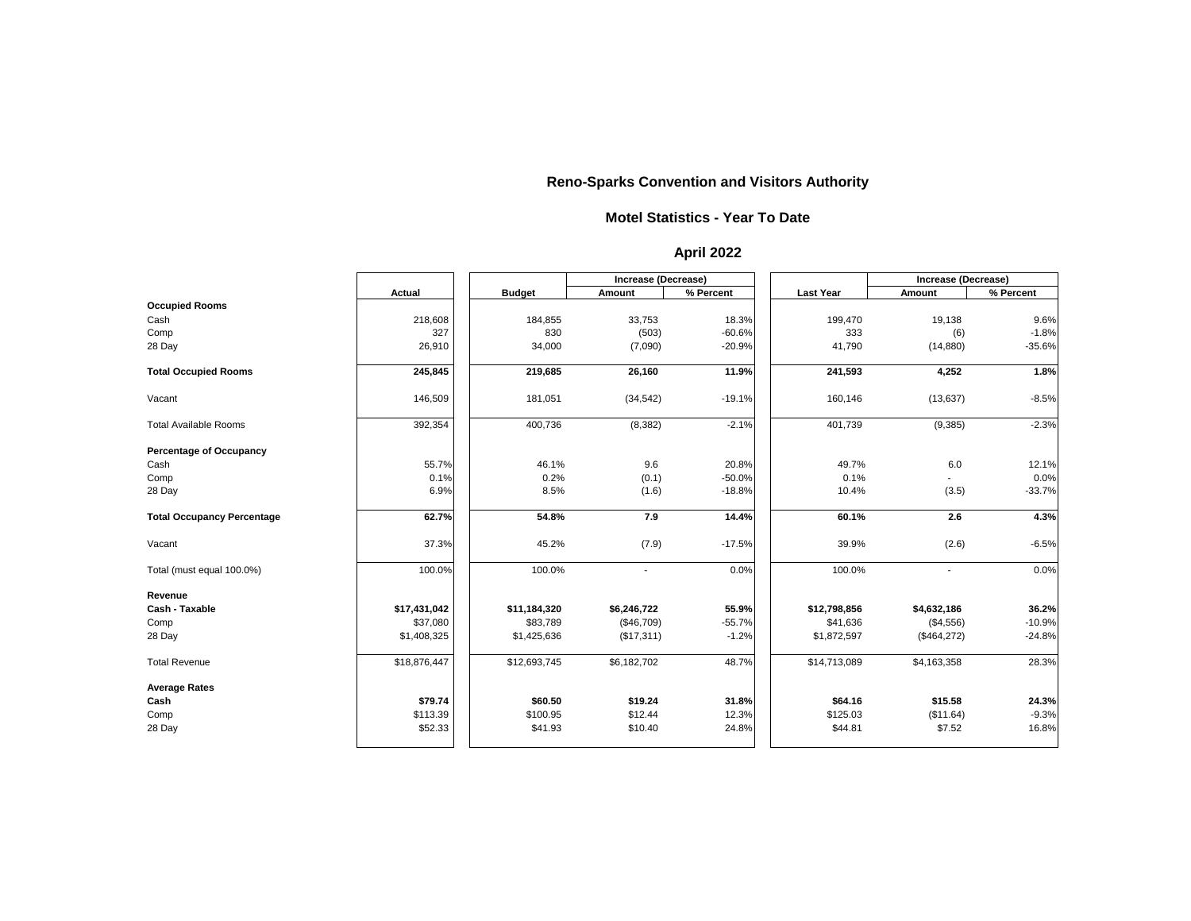# Reno-Sparks Convention and Visitors Authority

## Motel Statistics - Year To Date

## April 2022

| | Actual | Budget | Increase (Decrease) Amount | Increase (Decrease) % Percent | Last Year | Increase (Decrease) Amount | Increase (Decrease) % Percent |
|---|---|---|---|---|---|---|---|
| **Occupied Rooms** | | | | | | | |
| Cash | 218,608 | 184,855 | 33,753 | 18.3% | 199,470 | 19,138 | 9.6% |
| Comp | 327 | 830 | (503) | -60.6% | 333 | (6) | -1.8% |
| 28 Day | 26,910 | 34,000 | (7,090) | -20.9% | 41,790 | (14,880) | -35.6% |
| **Total Occupied Rooms** | **245,845** | **219,685** | **26,160** | **11.9%** | **241,593** | **4,252** | **1.8%** |
| Vacant | 146,509 | 181,051 | (34,542) | -19.1% | 160,146 | (13,637) | -8.5% |
| Total Available Rooms | 392,354 | 400,736 | (8,382) | -2.1% | 401,739 | (9,385) | -2.3% |
| **Percentage of Occupancy** | | | | | | | |
| Cash | 55.7% | 46.1% | 9.6 | 20.8% | 49.7% | 6.0 | 12.1% |
| Comp | 0.1% | 0.2% | (0.1) | -50.0% | 0.1% | - | 0.0% |
| 28 Day | 6.9% | 8.5% | (1.6) | -18.8% | 10.4% | (3.5) | -33.7% |
| **Total Occupancy Percentage** | **62.7%** | **54.8%** | **7.9** | **14.4%** | **60.1%** | **2.6** | **4.3%** |
| Vacant | 37.3% | 45.2% | (7.9) | -17.5% | 39.9% | (2.6) | -6.5% |
| Total (must equal 100.0%) | 100.0% | 100.0% | - | 0.0% | 100.0% | - | 0.0% |
| **Revenue** | | | | | | | |
| **Cash - Taxable** | **$17,431,042** | **$11,184,320** | **$6,246,722** | **55.9%** | **$12,798,856** | **$4,632,186** | **36.2%** |
| Comp | $37,080 | $83,789 | ($46,709) | -55.7% | $41,636 | ($4,556) | -10.9% |
| 28 Day | $1,408,325 | $1,425,636 | ($17,311) | -1.2% | $1,872,597 | ($464,272) | -24.8% |
| Total Revenue | $18,876,447 | $12,693,745 | $6,182,702 | 48.7% | $14,713,089 | $4,163,358 | 28.3% |
| **Average Rates** | | | | | | | |
| **Cash** | **$79.74** | **$60.50** | **$19.24** | **31.8%** | **$64.16** | **$15.58** | **24.3%** |
| Comp | $113.39 | $100.95 | $12.44 | 12.3% | $125.03 | ($11.64) | -9.3% |
| 28 Day | $52.33 | $41.93 | $10.40 | 24.8% | $44.81 | $7.52 | 16.8% |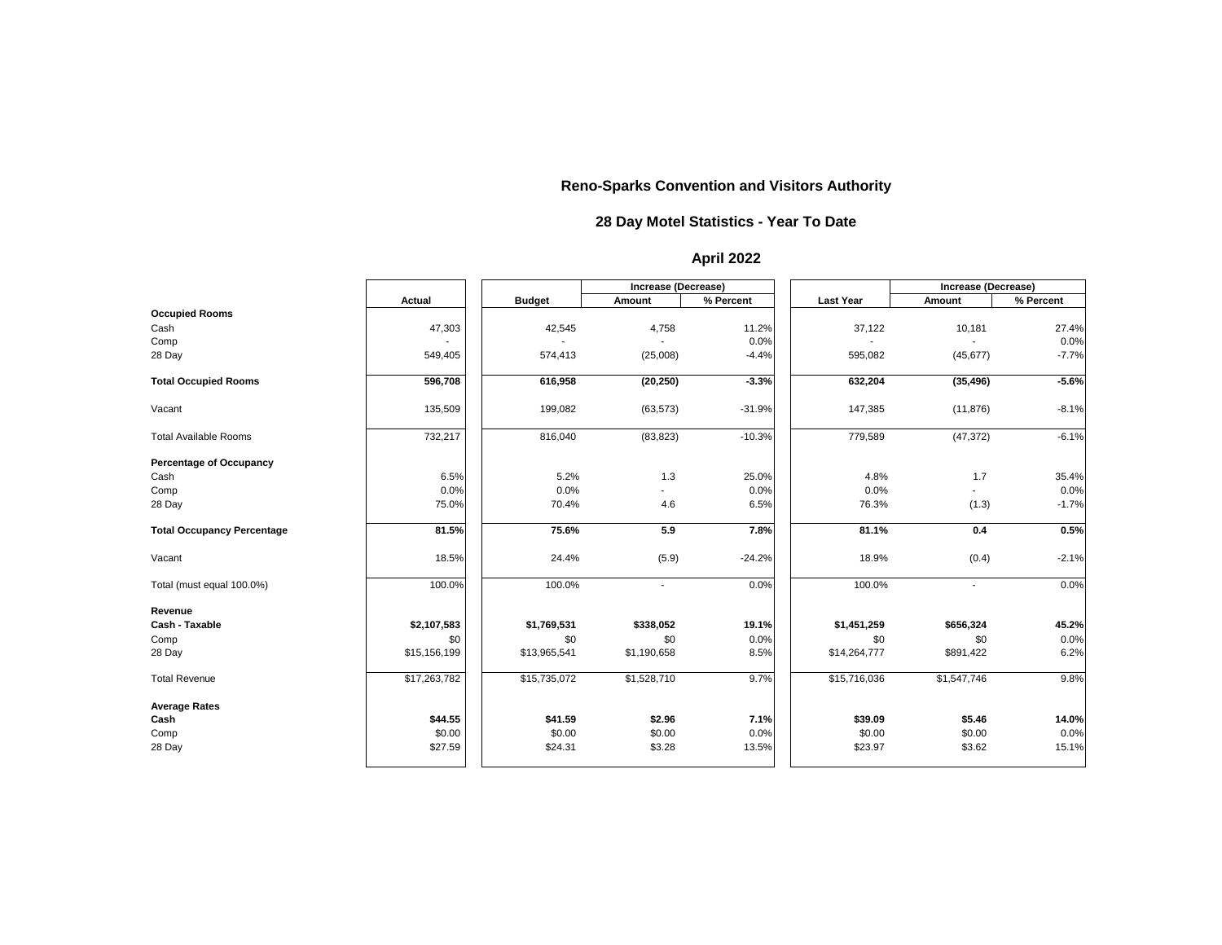# Reno-Sparks Convention and Visitors Authority

## 28 Day Motel Statistics - Year To Date

## April 2022

| | Actual | Budget | Increase (Decrease) Amount | Increase (Decrease) % Percent | Last Year | Increase (Decrease) Amount | Increase (Decrease) % Percent |
|---|---|---|---|---|---|---|---|
| **Occupied Rooms** | | | | | | | |
| Cash | 47,303 | 42,545 | 4,758 | 11.2% | 37,122 | 10,181 | 27.4% |
| Comp | - | - | - | 0.0% | - | - | 0.0% |
| 28 Day | 549,405 | 574,413 | (25,008) | -4.4% | 595,082 | (45,677) | -7.7% |
| **Total Occupied Rooms** | **596,708** | **616,958** | **(20,250)** | **-3.3%** | **632,204** | **(35,496)** | **-5.6%** |
| Vacant | 135,509 | 199,082 | (63,573) | -31.9% | 147,385 | (11,876) | -8.1% |
| Total Available Rooms | 732,217 | 816,040 | (83,823) | -10.3% | 779,589 | (47,372) | -6.1% |
| **Percentage of Occupancy** | | | | | | | |
| Cash | 6.5% | 5.2% | 1.3 | 25.0% | 4.8% | 1.7 | 35.4% |
| Comp | 0.0% | 0.0% | - | 0.0% | 0.0% | - | 0.0% |
| 28 Day | 75.0% | 70.4% | 4.6 | 6.5% | 76.3% | (1.3) | -1.7% |
| **Total Occupancy Percentage** | **81.5%** | **75.6%** | **5.9** | **7.8%** | **81.1%** | **0.4** | **0.5%** |
| Vacant | 18.5% | 24.4% | (5.9) | -24.2% | 18.9% | (0.4) | -2.1% |
| Total (must equal 100.0%) | 100.0% | 100.0% | - | 0.0% | 100.0% | - | 0.0% |
| **Revenue** | | | | | | | |
| **Cash - Taxable** | **$2,107,583** | **$1,769,531** | **$338,052** | **19.1%** | **$1,451,259** | **$656,324** | **45.2%** |
| Comp | $0 | $0 | $0 | 0.0% | $0 | $0 | 0.0% |
| 28 Day | $15,156,199 | $13,965,541 | $1,190,658 | 8.5% | $14,264,777 | $891,422 | 6.2% |
| Total Revenue | $17,263,782 | $15,735,072 | $1,528,710 | 9.7% | $15,716,036 | $1,547,746 | 9.8% |
| **Average Rates** | | | | | | | |
| **Cash** | **$44.55** | **$41.59** | **$2.96** | **7.1%** | **$39.09** | **$5.46** | **14.0%** |
| Comp | $0.00 | $0.00 | $0.00 | 0.0% | $0.00 | $0.00 | 0.0% |
| 28 Day | $27.59 | $24.31 | $3.28 | 13.5% | $23.97 | $3.62 | 15.1% |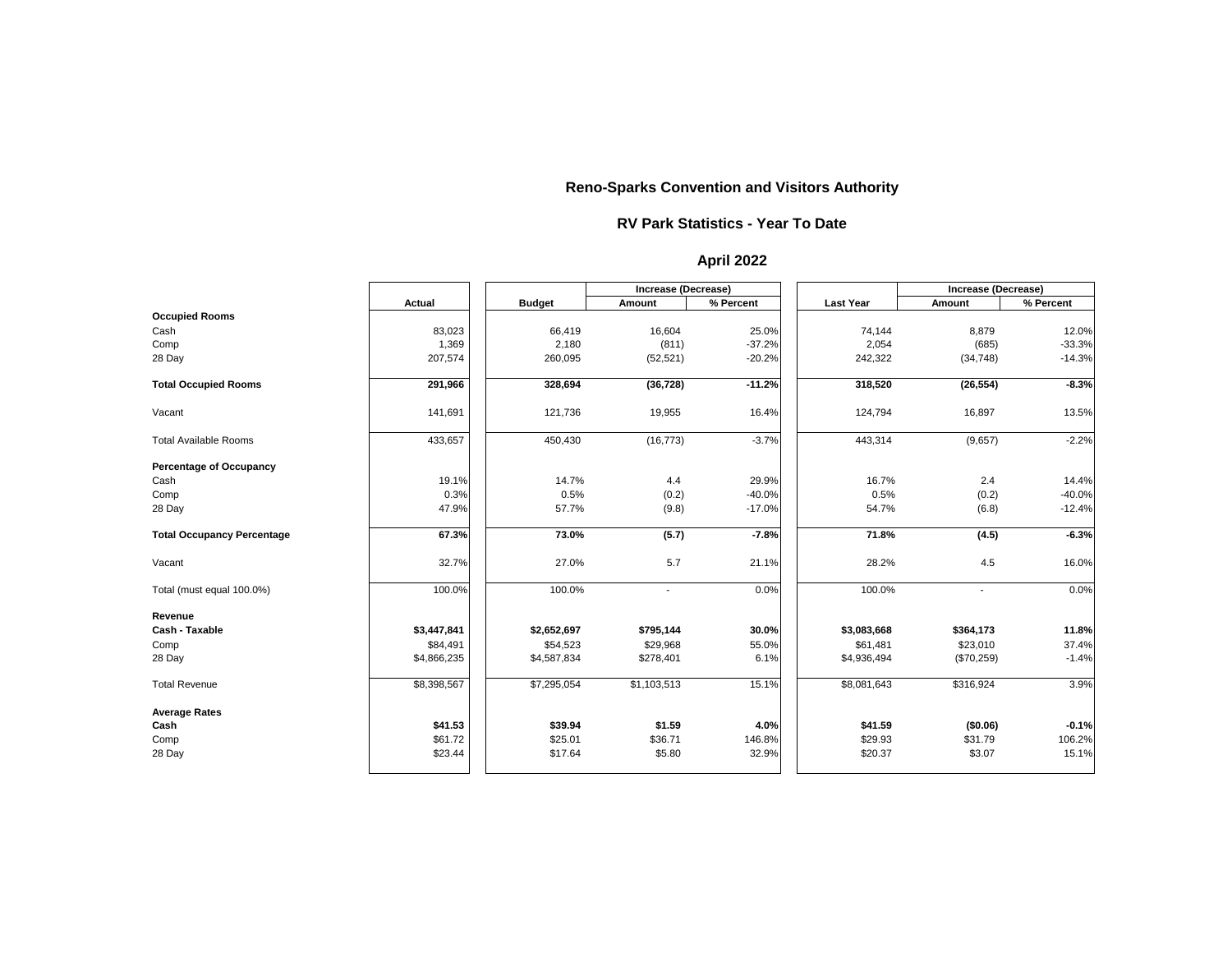# Reno-Sparks Convention and Visitors Authority

## RV Park Statistics - Year To Date

## April 2022

| | Actual | Budget | Increase (Decrease) | | Last Year | Increase (Decrease) | |
|---|---|---|---|---|---|---|---|
| | | | Amount | % Percent | | Amount | % Percent |
| **Occupied Rooms** | | | | | | | |
| Cash | 83,023 | 66,419 | 16,604 | 25.0% | 74,144 | 8,879 | 12.0% |
| Comp | 1,369 | 2,180 | (811) | -37.2% | 2,054 | (685) | -33.3% |
| 28 Day | 207,574 | 260,095 | (52,521) | -20.2% | 242,322 | (34,748) | -14.3% |
| **Total Occupied Rooms** | **291,966** | **328,694** | **(36,728)** | **-11.2%** | **318,520** | **(26,554)** | **-8.3%** |
| Vacant | 141,691 | 121,736 | 19,955 | 16.4% | 124,794 | 16,897 | 13.5% |
| Total Available Rooms | 433,657 | 450,430 | (16,773) | -3.7% | 443,314 | (9,657) | -2.2% |
| **Percentage of Occupancy** | | | | | | | |
| Cash | 19.1% | 14.7% | 4.4 | 29.9% | 16.7% | 2.4 | 14.4% |
| Comp | 0.3% | 0.5% | (0.2) | -40.0% | 0.5% | (0.2) | -40.0% |
| 28 Day | 47.9% | 57.7% | (9.8) | -17.0% | 54.7% | (6.8) | -12.4% |
| **Total Occupancy Percentage** | **67.3%** | **73.0%** | **(5.7)** | **-7.8%** | **71.8%** | **(4.5)** | **-6.3%** |
| Vacant | 32.7% | 27.0% | 5.7 | 21.1% | 28.2% | 4.5 | 16.0% |
| Total (must equal 100.0%) | 100.0% | 100.0% | - | 0.0% | 100.0% | - | 0.0% |
| **Revenue** | | | | | | | |
| **Cash - Taxable** | **$3,447,841** | **$2,652,697** | **$795,144** | **30.0%** | **$3,083,668** | **$364,173** | **11.8%** |
| Comp | $84,491 | $54,523 | $29,968 | 55.0% | $61,481 | $23,010 | 37.4% |
| 28 Day | $4,866,235 | $4,587,834 | $278,401 | 6.1% | $4,936,494 | ($70,259) | -1.4% |
| Total Revenue | $8,398,567 | $7,295,054 | $1,103,513 | 15.1% | $8,081,643 | $316,924 | 3.9% |
| **Average Rates** | | | | | | | |
| **Cash** | **$41.53** | **$39.94** | **$1.59** | **4.0%** | **$41.59** | **($0.06)** | **-0.1%** |
| Comp | $61.72 | $25.01 | $36.71 | 146.8% | $29.93 | $31.79 | 106.2% |
| 28 Day | $23.44 | $17.64 | $5.80 | 32.9% | $20.37 | $3.07 | 15.1% |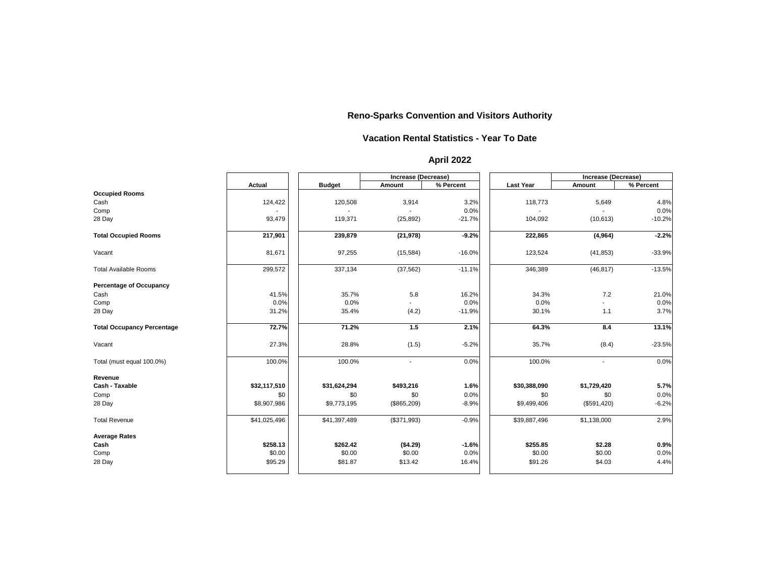# Reno-Sparks Convention and Visitors Authority

## Vacation Rental Statistics - Year To Date

### April 2022

| | Actual | Budget | Increase (Decrease) | | Last Year | Increase (Decrease) | |
|---|---|---|---|---|---|---|---|
| | | | Amount | % Percent | | Amount | % Percent |
| **Occupied Rooms** | | | | | | | |
| Cash | 124,422 | 120,508 | 3,914 | 3.2% | 118,773 | 5,649 | 4.8% |
| Comp | - | - | - | 0.0% | - | - | 0.0% |
| 28 Day | 93,479 | 119,371 | (25,892) | -21.7% | 104,092 | (10,613) | -10.2% |
| **Total Occupied Rooms** | **217,901** | **239,879** | **(21,978)** | **-9.2%** | **222,865** | **(4,964)** | **-2.2%** |
| Vacant | 81,671 | 97,255 | (15,584) | -16.0% | 123,524 | (41,853) | -33.9% |
| Total Available Rooms | 299,572 | 337,134 | (37,562) | -11.1% | 346,389 | (46,817) | -13.5% |
| **Percentage of Occupancy** | | | | | | | |
| Cash | 41.5% | 35.7% | 5.8 | 16.2% | 34.3% | 7.2 | 21.0% |
| Comp | 0.0% | 0.0% | - | 0.0% | 0.0% | - | 0.0% |
| 28 Day | 31.2% | 35.4% | (4.2) | -11.9% | 30.1% | 1.1 | 3.7% |
| **Total Occupancy Percentage** | **72.7%** | **71.2%** | **1.5** | **2.1%** | **64.3%** | **8.4** | **13.1%** |
| Vacant | 27.3% | 28.8% | (1.5) | -5.2% | 35.7% | (8.4) | -23.5% |
| Total (must equal 100.0%) | 100.0% | 100.0% | - | 0.0% | 100.0% | - | 0.0% |
| **Revenue** | | | | | | | |
| **Cash - Taxable** | **$32,117,510** | **$31,624,294** | **$493,216** | **1.6%** | **$30,388,090** | **$1,729,420** | **5.7%** |
| Comp | $0 | $0 | $0 | 0.0% | $0 | $0 | 0.0% |
| 28 Day | $8,907,986 | $9,773,195 | ($865,209) | -8.9% | $9,499,406 | ($591,420) | -6.2% |
| Total Revenue | $41,025,496 | $41,397,489 | ($371,993) | -0.9% | $39,887,496 | $1,138,000 | 2.9% |
| **Average Rates** | | | | | | | |
| **Cash** | **$258.13** | **$262.42** | **($4.29)** | **-1.6%** | **$255.85** | **$2.28** | **0.9%** |
| Comp | $0.00 | $0.00 | $0.00 | 0.0% | $0.00 | $0.00 | 0.0% |
| 28 Day | $95.29 | $81.87 | $13.42 | 16.4% | $91.26 | $4.03 | 4.4% |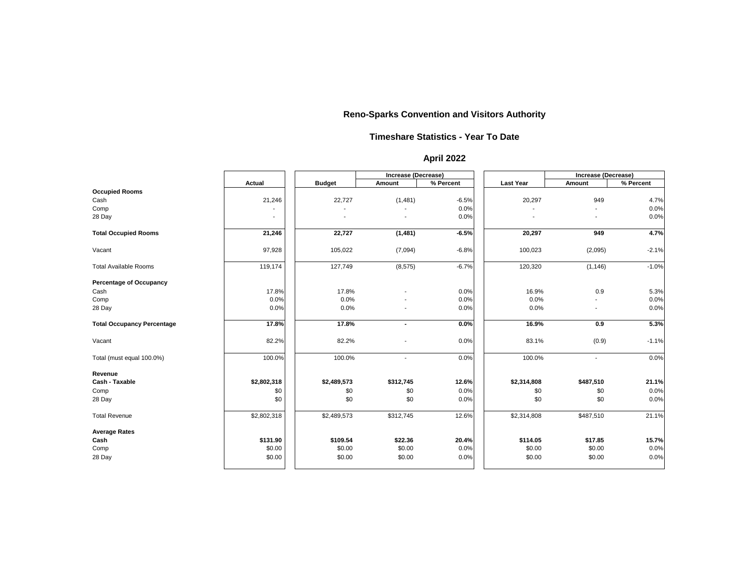# Reno-Sparks Convention and Visitors Authority

## Timeshare Statistics - Year To Date

## April 2022

| | Actual | Budget | Increase (Decrease) | | Last Year | Increase (Decrease) | |
|---|---|---|---|---|---|---|---|
| | | | Amount | % Percent | | Amount | % Percent |
| **Occupied Rooms** | | | | | | | |
| Cash | 21,246 | 22,727 | (1,481) | -6.5% | 20,297 | 949 | 4.7% |
| Comp | - | - | - | 0.0% | - | - | 0.0% |
| 28 Day | - | - | - | 0.0% | - | - | 0.0% |
| **Total Occupied Rooms** | **21,246** | **22,727** | **(1,481)** | **-6.5%** | **20,297** | **949** | **4.7%** |
| Vacant | 97,928 | 105,022 | (7,094) | -6.8% | 100,023 | (2,095) | -2.1% |
| Total Available Rooms | 119,174 | 127,749 | (8,575) | -6.7% | 120,320 | (1,146) | -1.0% |
| **Percentage of Occupancy** | | | | | | | |
| Cash | 17.8% | 17.8% | - | 0.0% | 16.9% | 0.9 | 5.3% |
| Comp | 0.0% | 0.0% | - | 0.0% | 0.0% | - | 0.0% |
| 28 Day | 0.0% | 0.0% | - | 0.0% | 0.0% | - | 0.0% |
| **Total Occupancy Percentage** | **17.8%** | **17.8%** | **-** | **0.0%** | **16.9%** | **0.9** | **5.3%** |
| Vacant | 82.2% | 82.2% | - | 0.0% | 83.1% | (0.9) | -1.1% |
| Total (must equal 100.0%) | 100.0% | 100.0% | - | 0.0% | 100.0% | - | 0.0% |
| **Revenue** | | | | | | | |
| **Cash - Taxable** | **$2,802,318** | **$2,489,573** | **$312,745** | **12.6%** | **$2,314,808** | **$487,510** | **21.1%** |
| Comp | $0 | $0 | $0 | 0.0% | $0 | $0 | 0.0% |
| 28 Day | $0 | $0 | $0 | 0.0% | $0 | $0 | 0.0% |
| Total Revenue | $2,802,318 | $2,489,573 | $312,745 | 12.6% | $2,314,808 | $487,510 | 21.1% |
| **Average Rates** | | | | | | | |
| **Cash** | **$131.90** | **$109.54** | **$22.36** | **20.4%** | **$114.05** | **$17.85** | **15.7%** |
| Comp | $0.00 | $0.00 | $0.00 | 0.0% | $0.00 | $0.00 | 0.0% |
| 28 Day | $0.00 | $0.00 | $0.00 | 0.0% | $0.00 | $0.00 | 0.0% |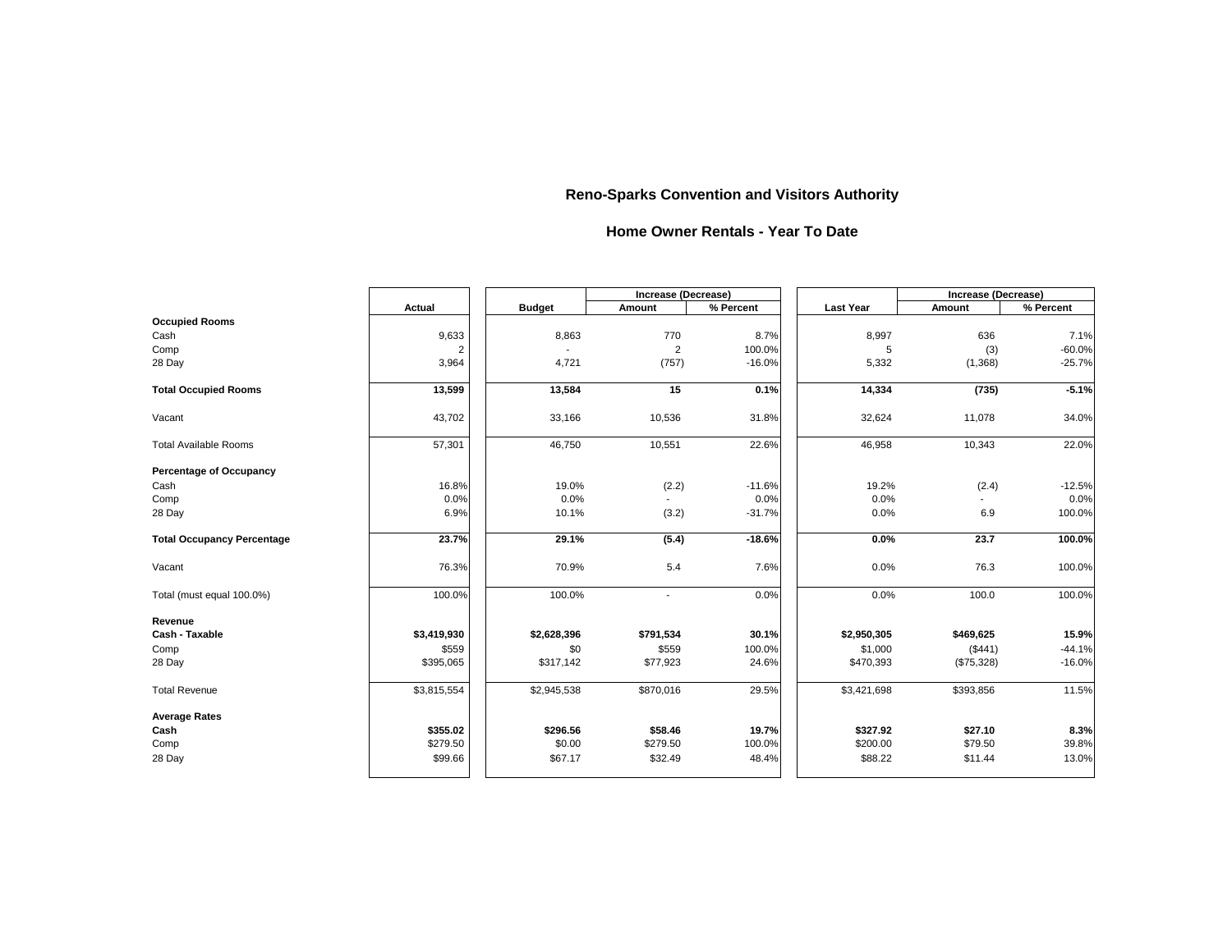# Reno-Sparks Convention and Visitors Authority

## Home Owner Rentals - Year To Date

| | Actual | Budget | Increase (Decrease) Amount | Increase (Decrease) % Percent | Last Year | Increase (Decrease) Amount | Increase (Decrease) % Percent |
|---|---|---|---|---|---|---|---|
| **Occupied Rooms** | | | | | | | |
| Cash | 9,633 | 8,863 | 770 | 8.7% | 8,997 | 636 | 7.1% |
| Comp | 2 | - | 2 | 100.0% | 5 | (3) | -60.0% |
| 28 Day | 3,964 | 4,721 | (757) | -16.0% | 5,332 | (1,368) | -25.7% |
| **Total Occupied Rooms** | **13,599** | **13,584** | **15** | **0.1%** | **14,334** | **(735)** | **-5.1%** |
| Vacant | 43,702 | 33,166 | 10,536 | 31.8% | 32,624 | 11,078 | 34.0% |
| Total Available Rooms | 57,301 | 46,750 | 10,551 | 22.6% | 46,958 | 10,343 | 22.0% |
| **Percentage of Occupancy** | | | | | | | |
| Cash | 16.8% | 19.0% | (2.2) | -11.6% | 19.2% | (2.4) | -12.5% |
| Comp | 0.0% | 0.0% | - | 0.0% | 0.0% | - | 0.0% |
| 28 Day | 6.9% | 10.1% | (3.2) | -31.7% | 0.0% | 6.9 | 100.0% |
| **Total Occupancy Percentage** | **23.7%** | **29.1%** | **(5.4)** | **-18.6%** | **0.0%** | **23.7** | **100.0%** |
| Vacant | 76.3% | 70.9% | 5.4 | 7.6% | 0.0% | 76.3 | 100.0% |
| Total (must equal 100.0%) | 100.0% | 100.0% | - | 0.0% | 0.0% | 100.0 | 100.0% |
| **Revenue** | | | | | | | |
| **Cash - Taxable** | **$3,419,930** | **$2,628,396** | **$791,534** | **30.1%** | **$2,950,305** | **$469,625** | **15.9%** |
| Comp | $559 | $0 | $559 | 100.0% | $1,000 | ($441) | -44.1% |
| 28 Day | $395,065 | $317,142 | $77,923 | 24.6% | $470,393 | ($75,328) | -16.0% |
| Total Revenue | $3,815,554 | $2,945,538 | $870,016 | 29.5% | $3,421,698 | $393,856 | 11.5% |
| **Average Rates** | | | | | | | |
| **Cash** | **$355.02** | **$296.56** | **$58.46** | **19.7%** | **$327.92** | **$27.10** | **8.3%** |
| Comp | $279.50 | $0.00 | $279.50 | 100.0% | $200.00 | $79.50 | 39.8% |
| 28 Day | $99.66 | $67.17 | $32.49 | 48.4% | $88.22 | $11.44 | 13.0% |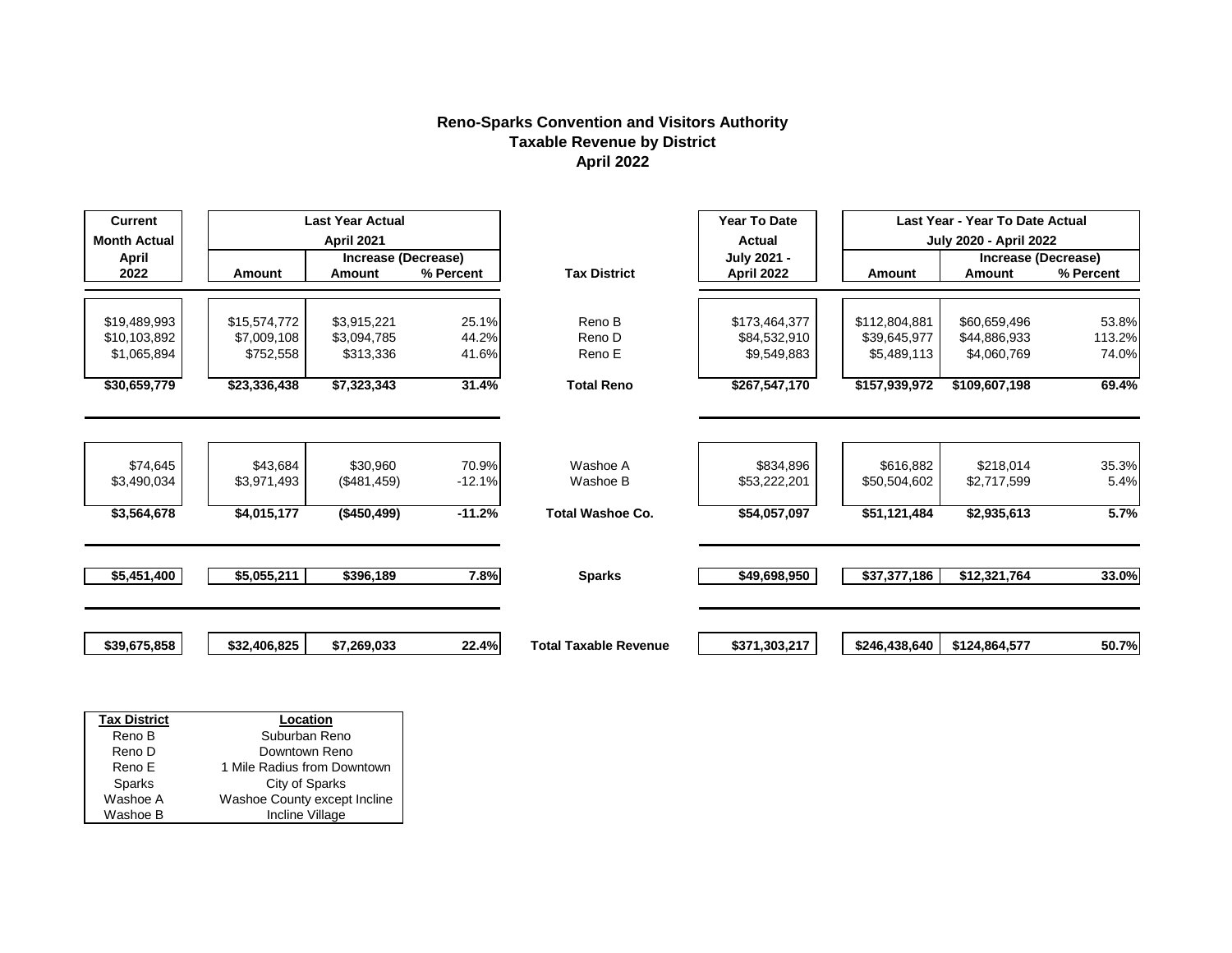# Reno-Sparks Convention and Visitors Authority
## Taxable Revenue by District
## April 2022

| Current Month Actual April 2022 | Last Year Actual April 2021 Amount | Increase (Decrease) Amount | Increase (Decrease) % Percent | Tax District | Year To Date Actual July 2021 - April 2022 | Last Year - Year To Date Actual July 2020 - April 2022 Amount | Increase (Decrease) Amount | Increase (Decrease) % Percent |
|---|---|---|---|---|---|---|---|---|
| $19,489,993 | $15,574,772 | $3,915,221 | 25.1% | Reno B | $173,464,377 | $112,804,881 | $60,659,496 | 53.8% |
| $10,103,892 | $7,009,108 | $3,094,785 | 44.2% | Reno D | $84,532,910 | $39,645,977 | $44,886,933 | 113.2% |
| $1,065,894 | $752,558 | $313,336 | 41.6% | Reno E | $9,549,883 | $5,489,113 | $4,060,769 | 74.0% |
| **$30,659,779** | **$23,336,438** | **$7,323,343** | **31.4%** | **Total Reno** | **$267,547,170** | **$157,939,972** | **$109,607,198** | **69.4%** |
| $74,645 | $43,684 | $30,960 | 70.9% | Washoe A | $834,896 | $616,882 | $218,014 | 35.3% |
| $3,490,034 | $3,971,493 | ($481,459) | -12.1% | Washoe B | $53,222,201 | $50,504,602 | $2,717,599 | 5.4% |
| **$3,564,678** | **$4,015,177** | **($450,499)** | **-11.2%** | **Total Washoe Co.** | **$54,057,097** | **$51,121,484** | **$2,935,613** | **5.7%** |
| **$5,451,400** | **$5,055,211** | **$396,189** | **7.8%** | **Sparks** | **$49,698,950** | **$37,377,186** | **$12,321,764** | **33.0%** |
| **$39,675,858** | **$32,406,825** | **$7,269,033** | **22.4%** | **Total Taxable Revenue** | **$371,303,217** | **$246,438,640** | **$124,864,577** | **50.7%** |

| Tax District | Location |
|---|---|
| Reno B | Suburban Reno |
| Reno D | Downtown Reno |
| Reno E | 1 Mile Radius from Downtown |
| Sparks | City of Sparks |
| Washoe A | Washoe County except Incline |
| Washoe B | Incline Village |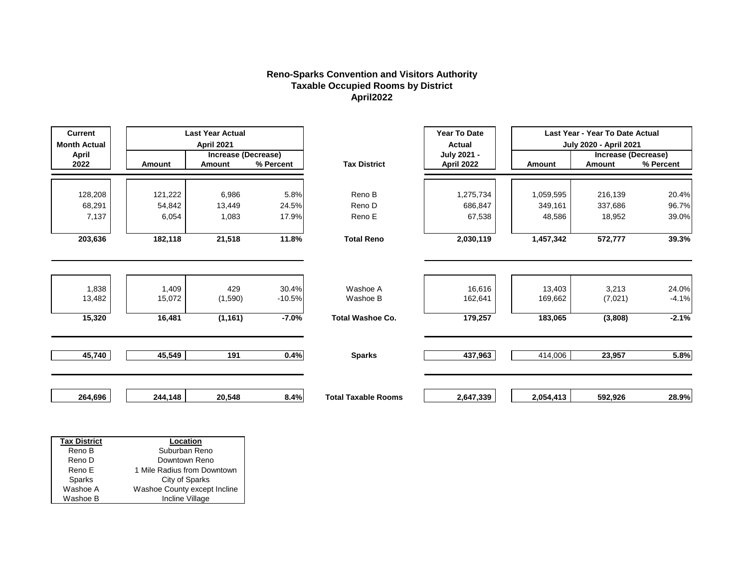# Reno-Sparks Convention and Visitors Authority
## Taxable Occupied Rooms by District
### April2022

| Current Month Actual April 2022 | Last Year Actual April 2021 Amount | Increase (Decrease) Amount | Increase (Decrease) % Percent | Tax District | Year To Date Actual July 2021 - April 2022 | Last Year - Year To Date Actual July 2020 - April 2021 Amount | Increase (Decrease) Amount | Increase (Decrease) % Percent |
|---|---|---|---|---|---|---|---|---|
| 128,208 | 121,222 | 6,986 | 5.8% | Reno B | 1,275,734 | 1,059,595 | 216,139 | 20.4% |
| 68,291 | 54,842 | 13,449 | 24.5% | Reno D | 686,847 | 349,161 | 337,686 | 96.7% |
| 7,137 | 6,054 | 1,083 | 17.9% | Reno E | 67,538 | 48,586 | 18,952 | 39.0% |
| **203,636** | **182,118** | **21,518** | **11.8%** | **Total Reno** | **2,030,119** | **1,457,342** | **572,777** | **39.3%** |
| 1,838 | 1,409 | 429 | 30.4% | Washoe A | 16,616 | 13,403 | 3,213 | 24.0% |
| 13,482 | 15,072 | (1,590) | -10.5% | Washoe B | 162,641 | 169,662 | (7,021) | -4.1% |
| **15,320** | **16,481** | **(1,161)** | **-7.0%** | **Total Washoe Co.** | **179,257** | **183,065** | **(3,808)** | **-2.1%** |
| **45,740** | **45,549** | **191** | **0.4%** | **Sparks** | **437,963** | 414,006 | **23,957** | **5.8%** |
| **264,696** | **244,148** | **20,548** | **8.4%** | **Total Taxable Rooms** | **2,647,339** | **2,054,413** | **592,926** | **28.9%** |

| Tax District | Location |
|---|---|
| Reno B | Suburban Reno |
| Reno D | Downtown Reno |
| Reno E | 1 Mile Radius from Downtown |
| Sparks | City of Sparks |
| Washoe A | Washoe County except Incline |
| Washoe B | Incline Village |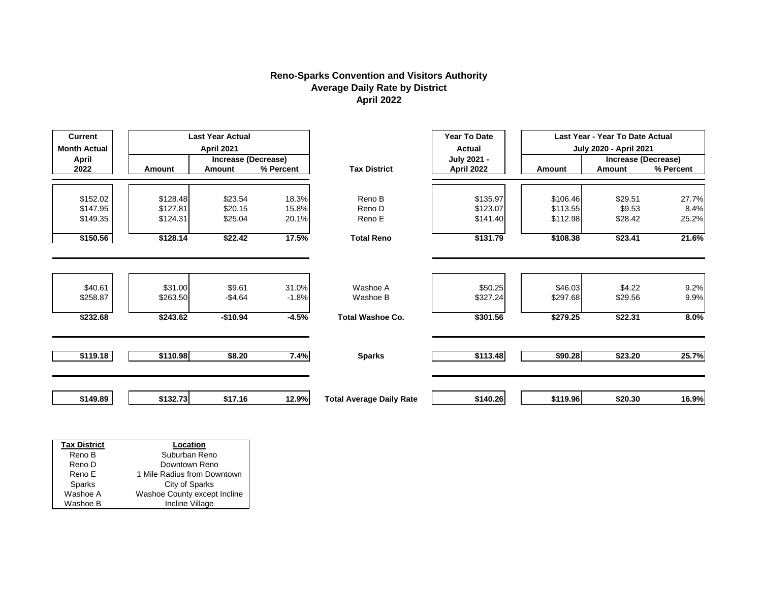**Reno-Sparks Convention and Visitors Authority**
**Average Daily Rate by District**
**April 2022**

| Current Month Actual April 2022 | Last Year Actual April 2021 Amount | Increase (Decrease) Amount | Increase (Decrease) % Percent | Tax District | Year To Date Actual July 2021 - April 2022 | Last Year - Year To Date Actual July 2020 - April 2021 Amount | Increase (Decrease) Amount | Increase (Decrease) % Percent |
|---|---|---|---|---|---|---|---|---|
| $152.02 | $128.48 | $23.54 | 18.3% | Reno B | $135.97 | $106.46 | $29.51 | 27.7% |
| $147.95 | $127.81 | $20.15 | 15.8% | Reno D | $123.07 | $113.55 | $9.53 | 8.4% |
| $149.35 | $124.31 | $25.04 | 20.1% | Reno E | $141.40 | $112.98 | $28.42 | 25.2% |
| **$150.56** | **$128.14** | **$22.42** | **17.5%** | **Total Reno** | **$131.79** | **$108.38** | **$23.41** | **21.6%** |
| $40.61 | $31.00 | $9.61 | 31.0% | Washoe A | $50.25 | $46.03 | $4.22 | 9.2% |
| $258.87 | $263.50 | -$4.64 | -1.8% | Washoe B | $327.24 | $297.68 | $29.56 | 9.9% |
| **$232.68** | **$243.62** | **-$10.94** | **-4.5%** | **Total Washoe Co.** | **$301.56** | **$279.25** | **$22.31** | **8.0%** |
| **$119.18** | **$110.98** | **$8.20** | **7.4%** | **Sparks** | **$113.48** | **$90.28** | **$23.20** | **25.7%** |
| **$149.89** | **$132.73** | **$17.16** | **12.9%** | **Total Average Daily Rate** | **$140.26** | **$119.96** | **$20.30** | **16.9%** |

| Tax District | Location |
|---|---|
| Reno B | Suburban Reno |
| Reno D | Downtown Reno |
| Reno E | 1 Mile Radius from Downtown |
| Sparks | City of Sparks |
| Washoe A | Washoe County except Incline |
| Washoe B | Incline Village |